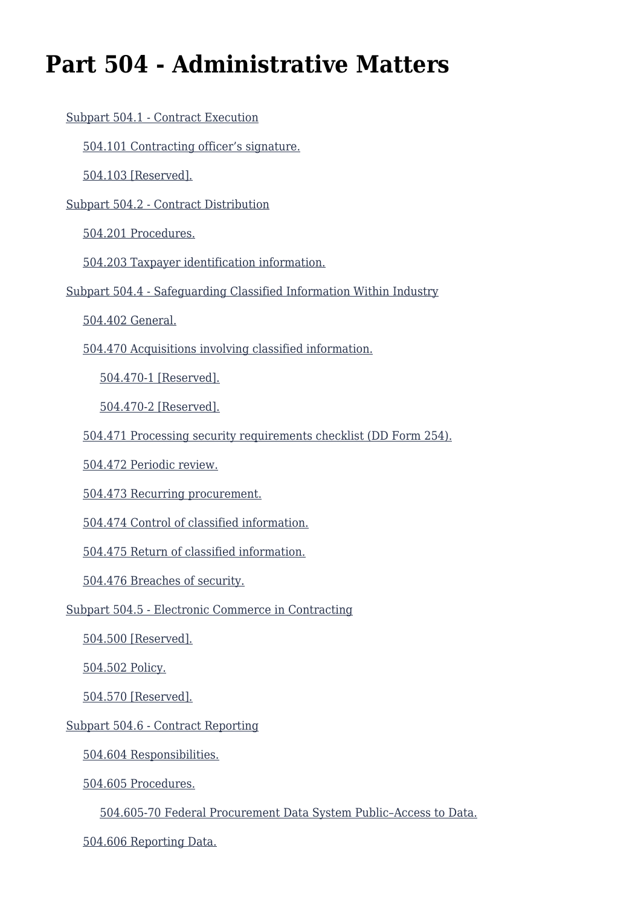# Part 504 - Administrative Matters

- Subpart 504.1 - Contract Execution
  - 504.101 Contracting officer’s signature.
  - 504.103 [Reserved].
- Subpart 504.2 - Contract Distribution
  - 504.201 Procedures.
  - 504.203 Taxpayer identification information.
- Subpart 504.4 - Safeguarding Classified Information Within Industry
  - 504.402 General.
  - 504.470 Acquisitions involving classified information.
    - 504.470-1 [Reserved].
    - 504.470-2 [Reserved].
  - 504.471 Processing security requirements checklist (DD Form 254).
  - 504.472 Periodic review.
  - 504.473 Recurring procurement.
  - 504.474 Control of classified information.
  - 504.475 Return of classified information.
  - 504.476 Breaches of security.
- Subpart 504.5 - Electronic Commerce in Contracting
  - 504.500 [Reserved].
  - 504.502 Policy.
  - 504.570 [Reserved].
- Subpart 504.6 - Contract Reporting
  - 504.604 Responsibilities.
  - 504.605 Procedures.
    - 504.605-70 Federal Procurement Data System Public–Access to Data.
  - 504.606 Reporting Data.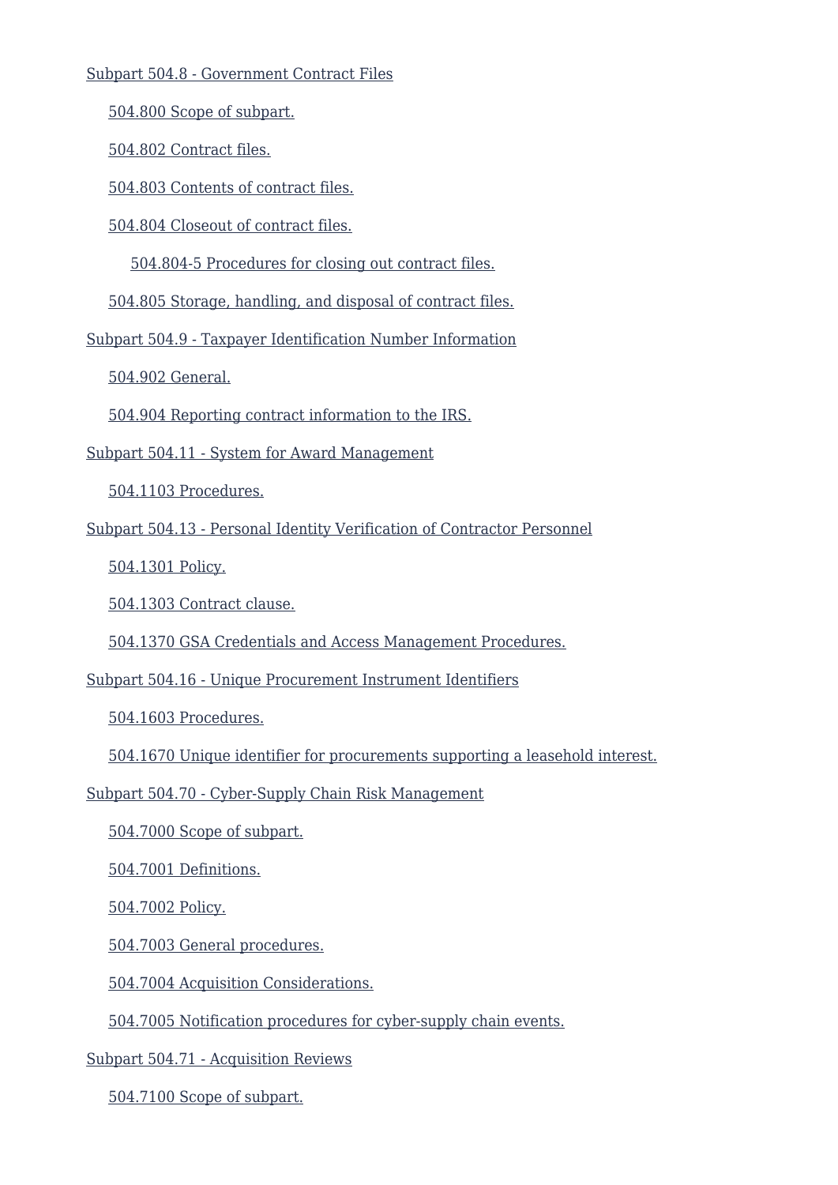- [Subpart 504.8 - Government Contract Files]()
  - [504.800 Scope of subpart.]()
  - [504.802 Contract files.]()
  - [504.803 Contents of contract files.]()
  - [504.804 Closeout of contract files.]()
    - [504.804-5 Procedures for closing out contract files.]()
  - [504.805 Storage, handling, and disposal of contract files.]()
- [Subpart 504.9 - Taxpayer Identification Number Information]()
  - [504.902 General.]()
  - [504.904 Reporting contract information to the IRS.]()
- [Subpart 504.11 - System for Award Management]()
  - [504.1103 Procedures.]()
- [Subpart 504.13 - Personal Identity Verification of Contractor Personnel]()
  - [504.1301 Policy.]()
  - [504.1303 Contract clause.]()
  - [504.1370 GSA Credentials and Access Management Procedures.]()
- [Subpart 504.16 - Unique Procurement Instrument Identifiers]()
  - [504.1603 Procedures.]()
  - [504.1670 Unique identifier for procurements supporting a leasehold interest.]()
- [Subpart 504.70 - Cyber-Supply Chain Risk Management]()
  - [504.7000 Scope of subpart.]()
  - [504.7001 Definitions.]()
  - [504.7002 Policy.]()
  - [504.7003 General procedures.]()
  - [504.7004 Acquisition Considerations.]()
  - [504.7005 Notification procedures for cyber-supply chain events.]()
- [Subpart 504.71 - Acquisition Reviews]()
  - [504.7100 Scope of subpart.]()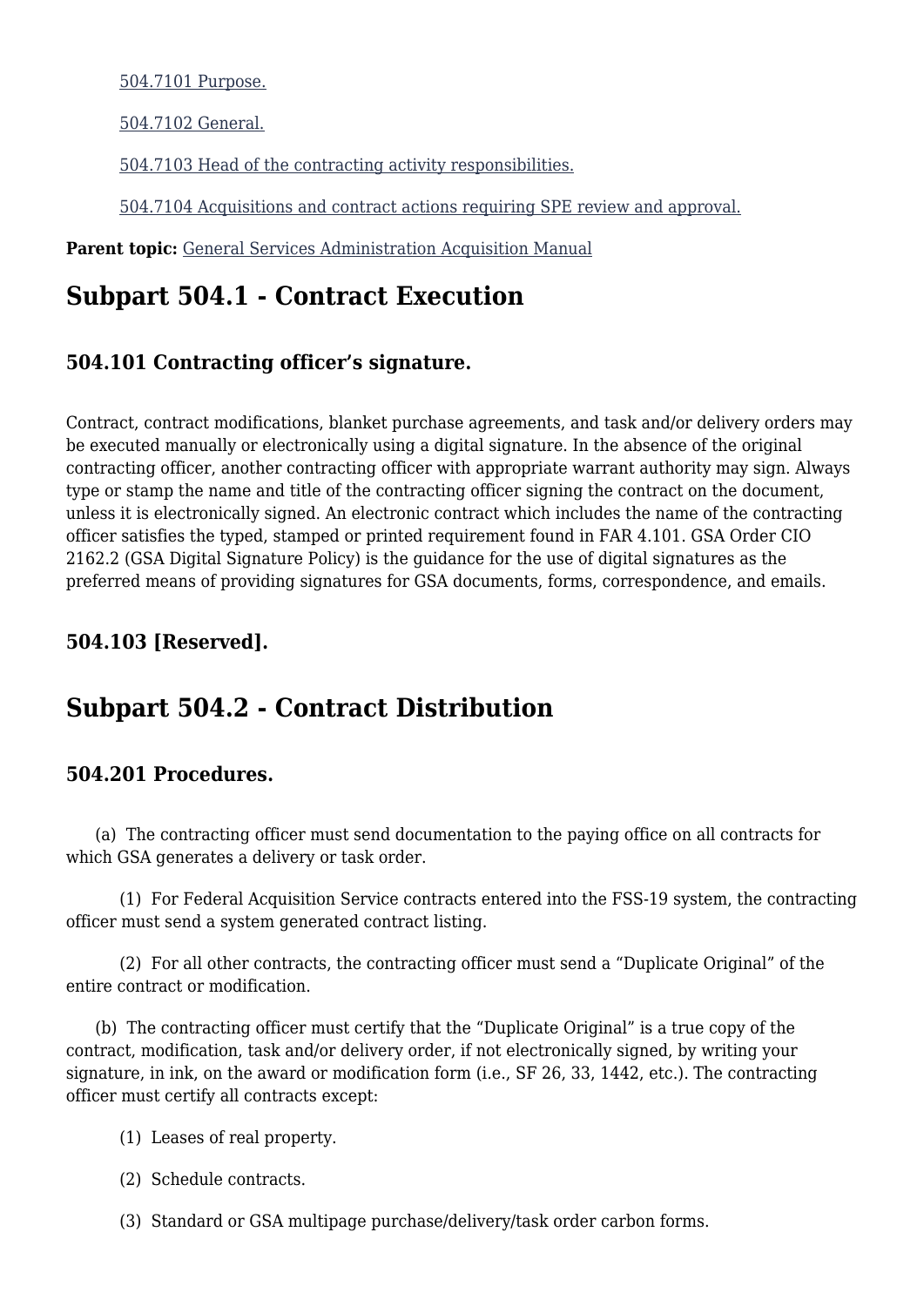[504.7101 Purpose.](#)

[504.7102 General.](#)

[504.7103 Head of the contracting activity responsibilities.](#)

[504.7104 Acquisitions and contract actions requiring SPE review and approval.](#)

**Parent topic:** [General Services Administration Acquisition Manual](#)

# Subpart 504.1 - Contract Execution

## 504.101 Contracting officer's signature.

Contract, contract modifications, blanket purchase agreements, and task and/or delivery orders may be executed manually or electronically using a digital signature. In the absence of the original contracting officer, another contracting officer with appropriate warrant authority may sign. Always type or stamp the name and title of the contracting officer signing the contract on the document, unless it is electronically signed. An electronic contract which includes the name of the contracting officer satisfies the typed, stamped or printed requirement found in FAR 4.101. GSA Order CIO 2162.2 (GSA Digital Signature Policy) is the guidance for the use of digital signatures as the preferred means of providing signatures for GSA documents, forms, correspondence, and emails.

## 504.103 [Reserved].

# Subpart 504.2 - Contract Distribution

## 504.201 Procedures.

(a) The contracting officer must send documentation to the paying office on all contracts for which GSA generates a delivery or task order.

(1) For Federal Acquisition Service contracts entered into the FSS-19 system, the contracting officer must send a system generated contract listing.

(2) For all other contracts, the contracting officer must send a "Duplicate Original" of the entire contract or modification.

(b) The contracting officer must certify that the "Duplicate Original" is a true copy of the contract, modification, task and/or delivery order, if not electronically signed, by writing your signature, in ink, on the award or modification form (i.e., SF 26, 33, 1442, etc.). The contracting officer must certify all contracts except:

(1) Leases of real property.

(2) Schedule contracts.

(3) Standard or GSA multipage purchase/delivery/task order carbon forms.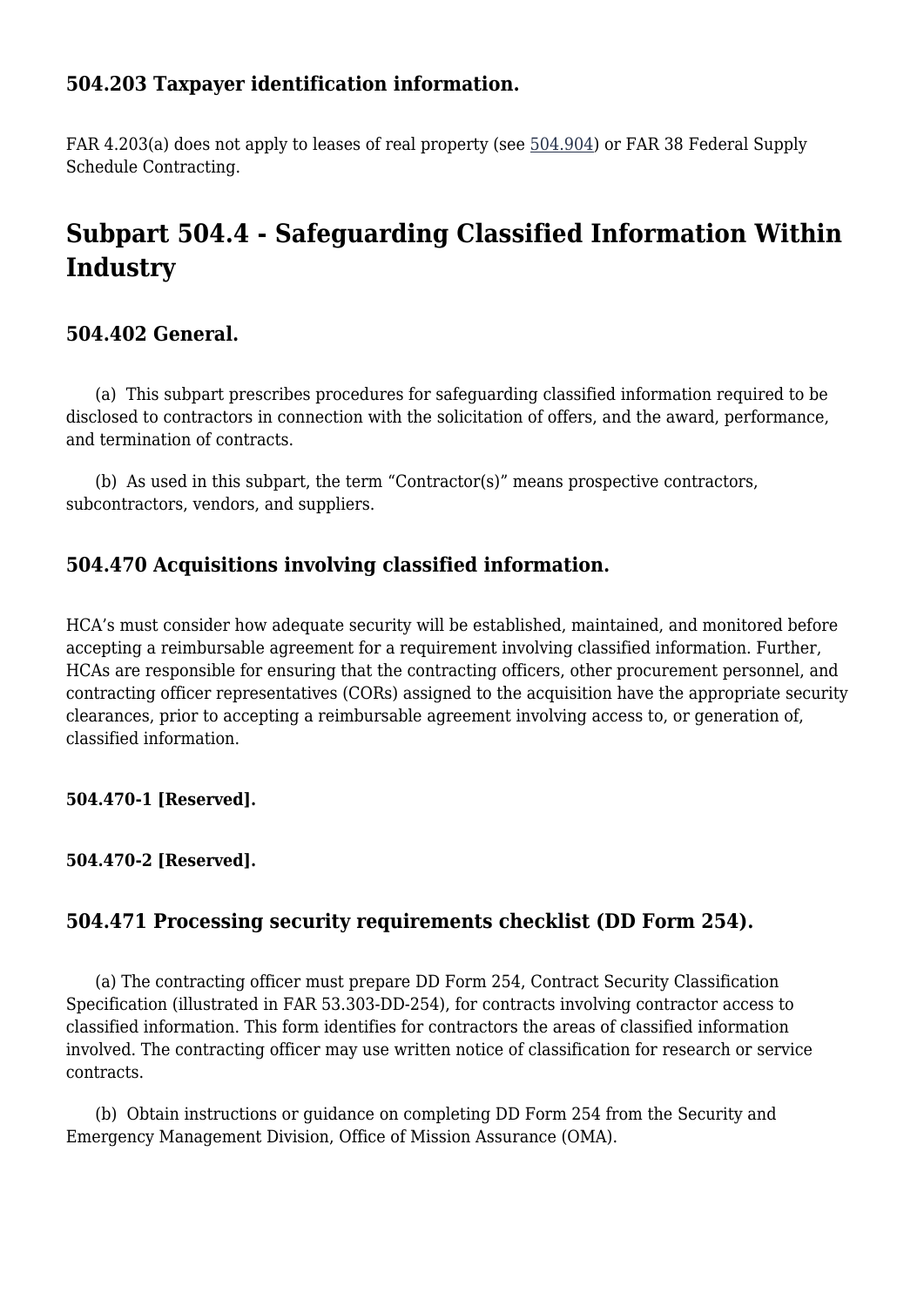### 504.203 Taxpayer identification information.

FAR 4.203(a) does not apply to leases of real property (see 504.904) or FAR 38 Federal Supply Schedule Contracting.

## Subpart 504.4 - Safeguarding Classified Information Within Industry

### 504.402 General.

(a) This subpart prescribes procedures for safeguarding classified information required to be disclosed to contractors in connection with the solicitation of offers, and the award, performance, and termination of contracts.

(b) As used in this subpart, the term "Contractor(s)" means prospective contractors, subcontractors, vendors, and suppliers.

### 504.470 Acquisitions involving classified information.

HCA's must consider how adequate security will be established, maintained, and monitored before accepting a reimbursable agreement for a requirement involving classified information. Further, HCAs are responsible for ensuring that the contracting officers, other procurement personnel, and contracting officer representatives (CORs) assigned to the acquisition have the appropriate security clearances, prior to accepting a reimbursable agreement involving access to, or generation of, classified information.

**504.470-1 [Reserved].**

**504.470-2 [Reserved].**

### 504.471 Processing security requirements checklist (DD Form 254).

(a) The contracting officer must prepare DD Form 254, Contract Security Classification Specification (illustrated in FAR 53.303-DD-254), for contracts involving contractor access to classified information. This form identifies for contractors the areas of classified information involved. The contracting officer may use written notice of classification for research or service contracts.

(b) Obtain instructions or guidance on completing DD Form 254 from the Security and Emergency Management Division, Office of Mission Assurance (OMA).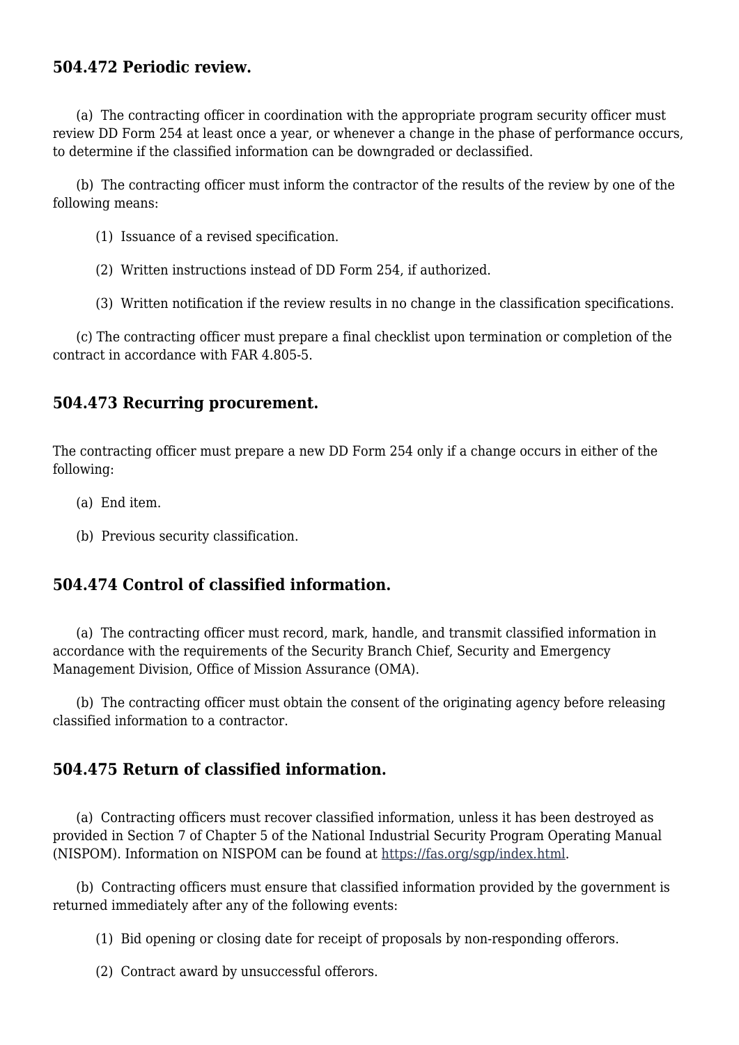## 504.472 Periodic review.

(a) The contracting officer in coordination with the appropriate program security officer must review DD Form 254 at least once a year, or whenever a change in the phase of performance occurs, to determine if the classified information can be downgraded or declassified.

(b) The contracting officer must inform the contractor of the results of the review by one of the following means:

(1) Issuance of a revised specification.

(2) Written instructions instead of DD Form 254, if authorized.

(3) Written notification if the review results in no change in the classification specifications.

(c) The contracting officer must prepare a final checklist upon termination or completion of the contract in accordance with FAR 4.805-5.

## 504.473 Recurring procurement.

The contracting officer must prepare a new DD Form 254 only if a change occurs in either of the following:

(a) End item.

(b) Previous security classification.

## 504.474 Control of classified information.

(a) The contracting officer must record, mark, handle, and transmit classified information in accordance with the requirements of the Security Branch Chief, Security and Emergency Management Division, Office of Mission Assurance (OMA).

(b) The contracting officer must obtain the consent of the originating agency before releasing classified information to a contractor.

## 504.475 Return of classified information.

(a) Contracting officers must recover classified information, unless it has been destroyed as provided in Section 7 of Chapter 5 of the National Industrial Security Program Operating Manual (NISPOM). Information on NISPOM can be found at [https://fas.org/sgp/index.html](https://fas.org/sgp/index.html).

(b) Contracting officers must ensure that classified information provided by the government is returned immediately after any of the following events:

(1) Bid opening or closing date for receipt of proposals by non-responding offerors.

(2) Contract award by unsuccessful offerors.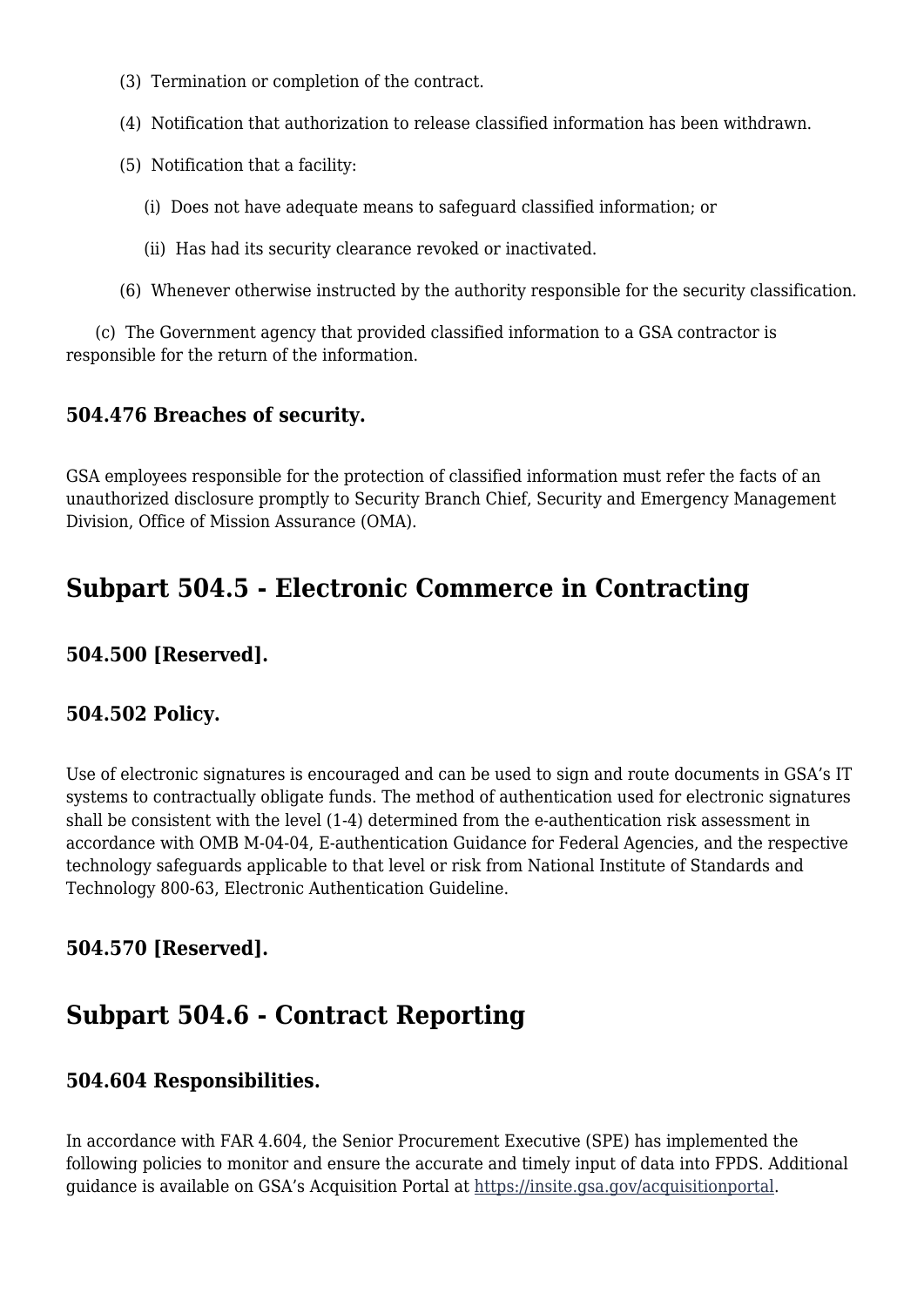(3) Termination or completion of the contract.

(4) Notification that authorization to release classified information has been withdrawn.

(5) Notification that a facility:

(i) Does not have adequate means to safeguard classified information; or

(ii) Has had its security clearance revoked or inactivated.

(6) Whenever otherwise instructed by the authority responsible for the security classification.

(c) The Government agency that provided classified information to a GSA contractor is responsible for the return of the information.

### 504.476 Breaches of security.

GSA employees responsible for the protection of classified information must refer the facts of an unauthorized disclosure promptly to Security Branch Chief, Security and Emergency Management Division, Office of Mission Assurance (OMA).

## Subpart 504.5 - Electronic Commerce in Contracting

### 504.500 [Reserved].

### 504.502 Policy.

Use of electronic signatures is encouraged and can be used to sign and route documents in GSA's IT systems to contractually obligate funds. The method of authentication used for electronic signatures shall be consistent with the level (1-4) determined from the e-authentication risk assessment in accordance with OMB M-04-04, E-authentication Guidance for Federal Agencies, and the respective technology safeguards applicable to that level or risk from National Institute of Standards and Technology 800-63, Electronic Authentication Guideline.

### 504.570 [Reserved].

## Subpart 504.6 - Contract Reporting

### 504.604 Responsibilities.

In accordance with FAR 4.604, the Senior Procurement Executive (SPE) has implemented the following policies to monitor and ensure the accurate and timely input of data into FPDS. Additional guidance is available on GSA's Acquisition Portal at https://insite.gsa.gov/acquisitionportal.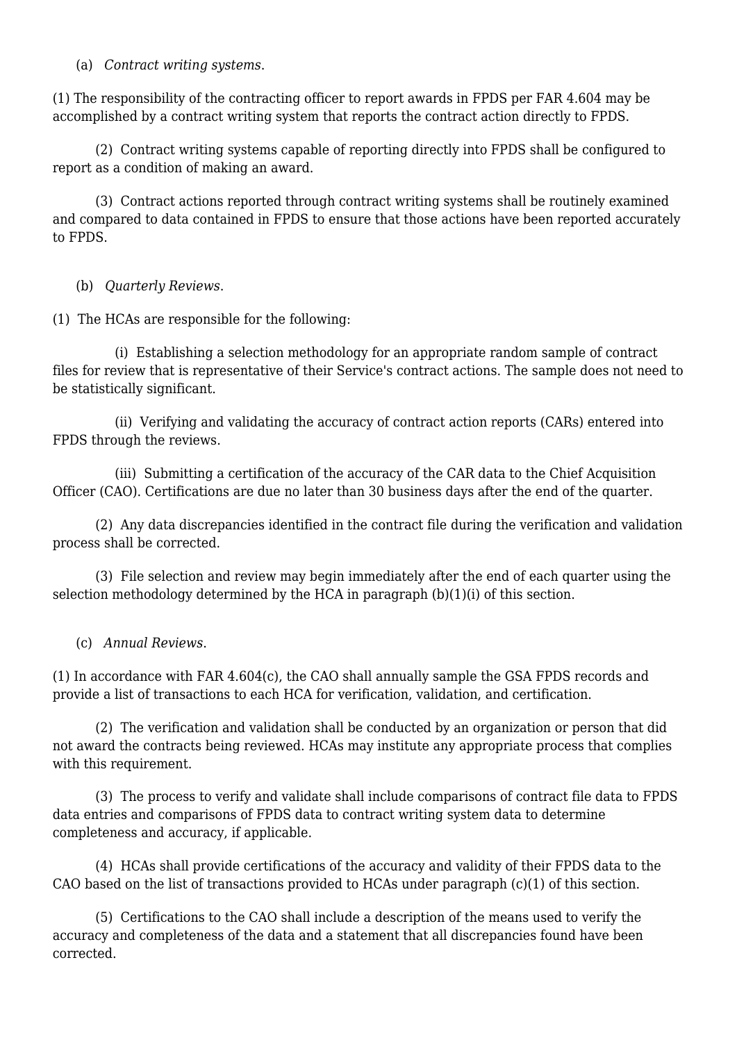(a) *Contract writing systems*.

(1) The responsibility of the contracting officer to report awards in FPDS per FAR 4.604 may be accomplished by a contract writing system that reports the contract action directly to FPDS.

(2) Contract writing systems capable of reporting directly into FPDS shall be configured to report as a condition of making an award.

(3) Contract actions reported through contract writing systems shall be routinely examined and compared to data contained in FPDS to ensure that those actions have been reported accurately to FPDS.

(b) *Quarterly Reviews*.

(1) The HCAs are responsible for the following:

(i) Establishing a selection methodology for an appropriate random sample of contract files for review that is representative of their Service's contract actions. The sample does not need to be statistically significant.

(ii) Verifying and validating the accuracy of contract action reports (CARs) entered into FPDS through the reviews.

(iii) Submitting a certification of the accuracy of the CAR data to the Chief Acquisition Officer (CAO). Certifications are due no later than 30 business days after the end of the quarter.

(2) Any data discrepancies identified in the contract file during the verification and validation process shall be corrected.

(3) File selection and review may begin immediately after the end of each quarter using the selection methodology determined by the HCA in paragraph (b)(1)(i) of this section.

(c) *Annual Reviews*.

(1) In accordance with FAR 4.604(c), the CAO shall annually sample the GSA FPDS records and provide a list of transactions to each HCA for verification, validation, and certification.

(2) The verification and validation shall be conducted by an organization or person that did not award the contracts being reviewed. HCAs may institute any appropriate process that complies with this requirement.

(3) The process to verify and validate shall include comparisons of contract file data to FPDS data entries and comparisons of FPDS data to contract writing system data to determine completeness and accuracy, if applicable.

(4) HCAs shall provide certifications of the accuracy and validity of their FPDS data to the CAO based on the list of transactions provided to HCAs under paragraph (c)(1) of this section.

(5) Certifications to the CAO shall include a description of the means used to verify the accuracy and completeness of the data and a statement that all discrepancies found have been corrected.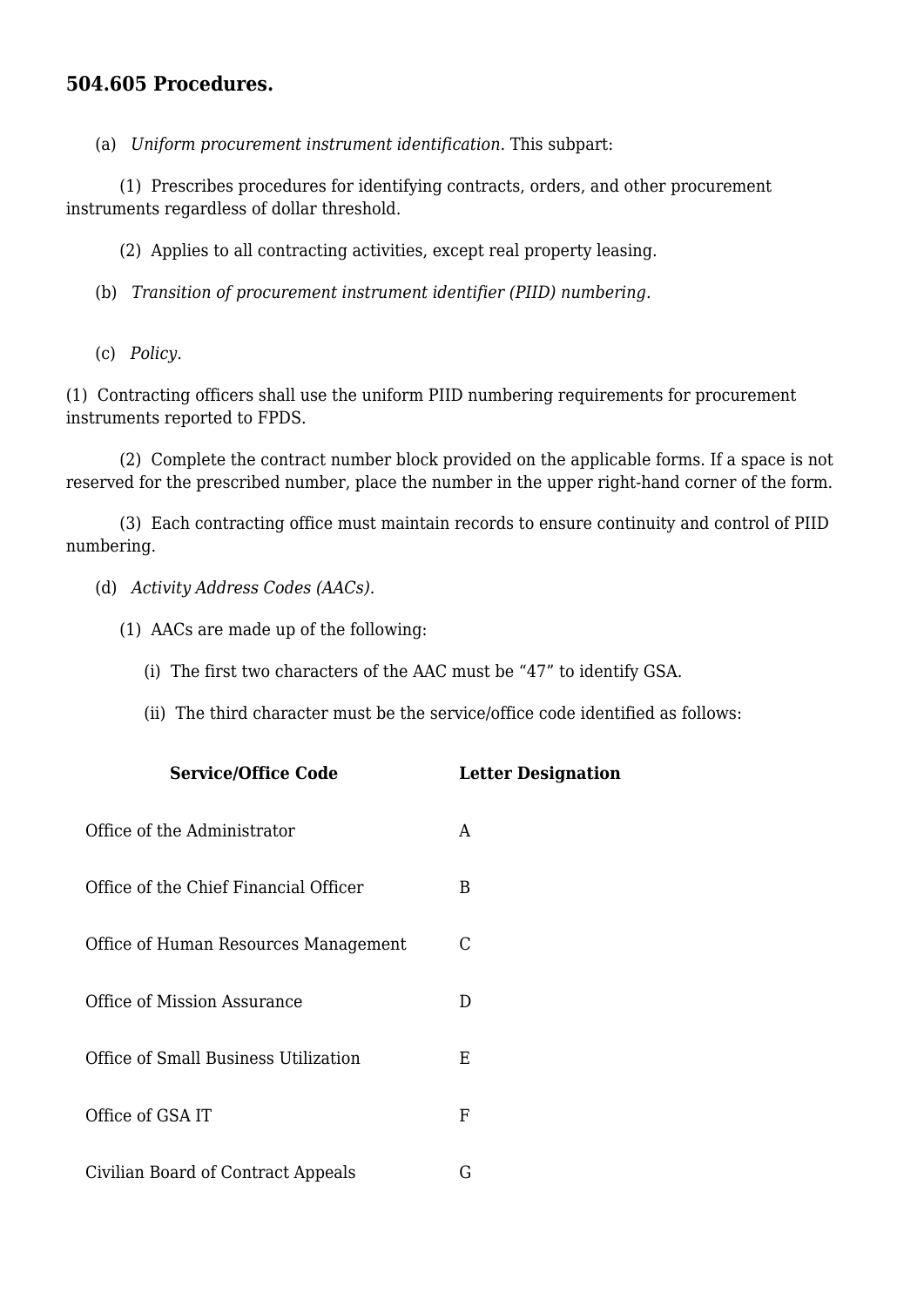## 504.605 Procedures.

(a) *Uniform procurement instrument identification*. This subpart:

(1) Prescribes procedures for identifying contracts, orders, and other procurement instruments regardless of dollar threshold.

(2) Applies to all contracting activities, except real property leasing.

(b) *Transition of procurement instrument identifier (PIID) numbering.*

(c) *Policy*.

(1) Contracting officers shall use the uniform PIID numbering requirements for procurement instruments reported to FPDS.

(2) Complete the contract number block provided on the applicable forms. If a space is not reserved for the prescribed number, place the number in the upper right-hand corner of the form.

(3) Each contracting office must maintain records to ensure continuity and control of PIID numbering.

(d) *Activity Address Codes (AACs).*

(1) AACs are made up of the following:

(i) The first two characters of the AAC must be "47" to identify GSA.

(ii) The third character must be the service/office code identified as follows:

| Service/Office Code | Letter Designation |
|---|---|
| Office of the Administrator | A |
| Office of the Chief Financial Officer | B |
| Office of Human Resources Management | C |
| Office of Mission Assurance | D |
| Office of Small Business Utilization | E |
| Office of GSA IT | F |
| Civilian Board of Contract Appeals | G |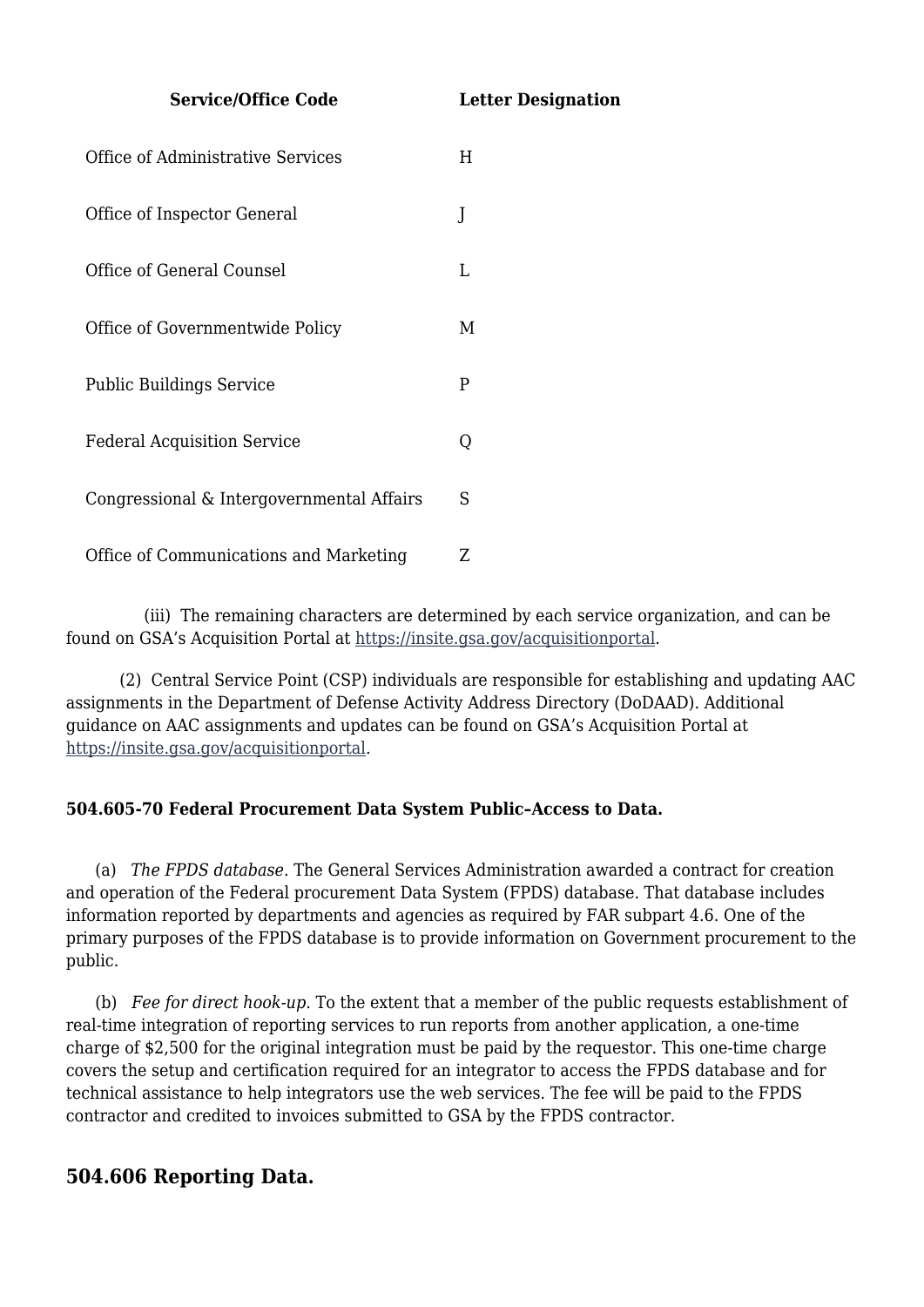| Service/Office Code | Letter Designation |
|---|---|
| Office of Administrative Services | H |
| Office of Inspector General | J |
| Office of General Counsel | L |
| Office of Governmentwide Policy | M |
| Public Buildings Service | P |
| Federal Acquisition Service | Q |
| Congressional & Intergovernmental Affairs | S |
| Office of Communications and Marketing | Z |

(iii) The remaining characters are determined by each service organization, and can be found on GSA's Acquisition Portal at https://insite.gsa.gov/acquisitionportal.

(2) Central Service Point (CSP) individuals are responsible for establishing and updating AAC assignments in the Department of Defense Activity Address Directory (DoDAAD). Additional guidance on AAC assignments and updates can be found on GSA's Acquisition Portal at https://insite.gsa.gov/acquisitionportal.

**504.605-70 Federal Procurement Data System Public–Access to Data.**

(a) *The FPDS database*. The General Services Administration awarded a contract for creation and operation of the Federal procurement Data System (FPDS) database. That database includes information reported by departments and agencies as required by FAR subpart 4.6. One of the primary purposes of the FPDS database is to provide information on Government procurement to the public.

(b) *Fee for direct hook-up*. To the extent that a member of the public requests establishment of real-time integration of reporting services to run reports from another application, a one-time charge of $2,500 for the original integration must be paid by the requestor. This one-time charge covers the setup and certification required for an integrator to access the FPDS database and for technical assistance to help integrators use the web services. The fee will be paid to the FPDS contractor and credited to invoices submitted to GSA by the FPDS contractor.

## 504.606 Reporting Data.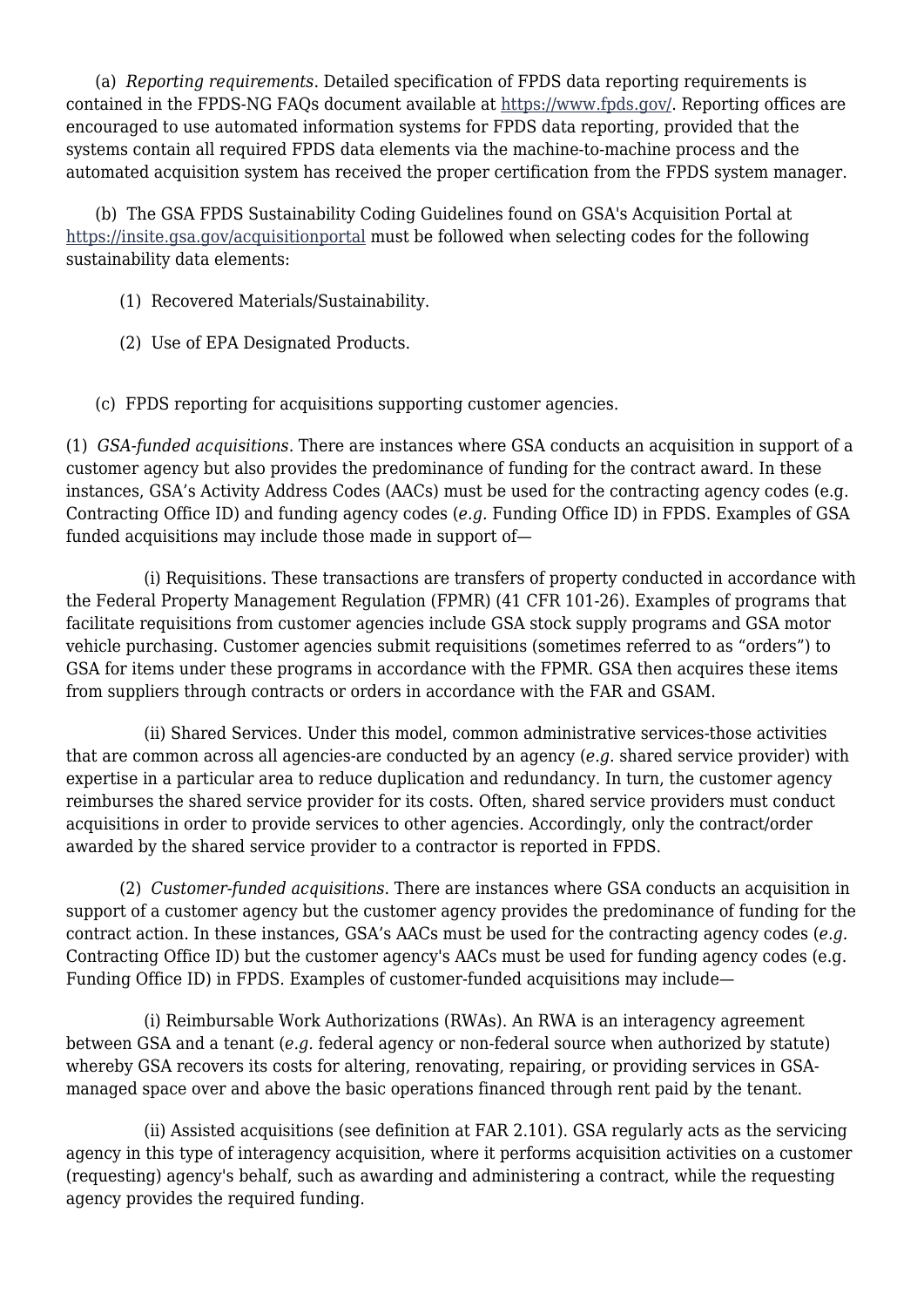(a) *Reporting requirements*. Detailed specification of FPDS data reporting requirements is contained in the FPDS-NG FAQs document available at https://www.fpds.gov/. Reporting offices are encouraged to use automated information systems for FPDS data reporting, provided that the systems contain all required FPDS data elements via the machine-to-machine process and the automated acquisition system has received the proper certification from the FPDS system manager.

(b) The GSA FPDS Sustainability Coding Guidelines found on GSA's Acquisition Portal at https://insite.gsa.gov/acquisitionportal must be followed when selecting codes for the following sustainability data elements:

(1) Recovered Materials/Sustainability.

(2) Use of EPA Designated Products.

(c) FPDS reporting for acquisitions supporting customer agencies.

(1) *GSA-funded acquisitions*. There are instances where GSA conducts an acquisition in support of a customer agency but also provides the predominance of funding for the contract award. In these instances, GSA's Activity Address Codes (AACs) must be used for the contracting agency codes (e.g. Contracting Office ID) and funding agency codes (*e.g.* Funding Office ID) in FPDS. Examples of GSA funded acquisitions may include those made in support of—

(i) Requisitions. These transactions are transfers of property conducted in accordance with the Federal Property Management Regulation (FPMR) (41 CFR 101-26). Examples of programs that facilitate requisitions from customer agencies include GSA stock supply programs and GSA motor vehicle purchasing. Customer agencies submit requisitions (sometimes referred to as "orders") to GSA for items under these programs in accordance with the FPMR. GSA then acquires these items from suppliers through contracts or orders in accordance with the FAR and GSAM.

(ii) Shared Services. Under this model, common administrative services-those activities that are common across all agencies-are conducted by an agency (*e.g.* shared service provider) with expertise in a particular area to reduce duplication and redundancy. In turn, the customer agency reimburses the shared service provider for its costs. Often, shared service providers must conduct acquisitions in order to provide services to other agencies. Accordingly, only the contract/order awarded by the shared service provider to a contractor is reported in FPDS.

(2) *Customer-funded acquisitions*. There are instances where GSA conducts an acquisition in support of a customer agency but the customer agency provides the predominance of funding for the contract action. In these instances, GSA's AACs must be used for the contracting agency codes (*e.g.* Contracting Office ID) but the customer agency's AACs must be used for funding agency codes (e.g. Funding Office ID) in FPDS. Examples of customer-funded acquisitions may include—

(i) Reimbursable Work Authorizations (RWAs). An RWA is an interagency agreement between GSA and a tenant (*e.g.* federal agency or non-federal source when authorized by statute) whereby GSA recovers its costs for altering, renovating, repairing, or providing services in GSA-managed space over and above the basic operations financed through rent paid by the tenant.

(ii) Assisted acquisitions (see definition at FAR 2.101). GSA regularly acts as the servicing agency in this type of interagency acquisition, where it performs acquisition activities on a customer (requesting) agency's behalf, such as awarding and administering a contract, while the requesting agency provides the required funding.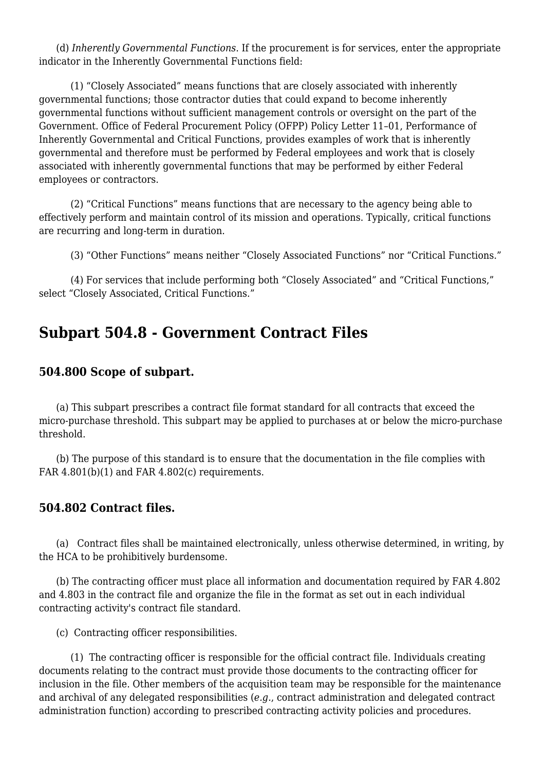(d) *Inherently Governmental Functions*. If the procurement is for services, enter the appropriate indicator in the Inherently Governmental Functions field:

(1) "Closely Associated" means functions that are closely associated with inherently governmental functions; those contractor duties that could expand to become inherently governmental functions without sufficient management controls or oversight on the part of the Government. Office of Federal Procurement Policy (OFPP) Policy Letter 11–01, Performance of Inherently Governmental and Critical Functions, provides examples of work that is inherently governmental and therefore must be performed by Federal employees and work that is closely associated with inherently governmental functions that may be performed by either Federal employees or contractors.

(2) "Critical Functions" means functions that are necessary to the agency being able to effectively perform and maintain control of its mission and operations. Typically, critical functions are recurring and long-term in duration.

(3) "Other Functions" means neither "Closely Associated Functions" nor "Critical Functions."

(4) For services that include performing both "Closely Associated" and "Critical Functions," select "Closely Associated, Critical Functions."

## Subpart 504.8 - Government Contract Files

### 504.800 Scope of subpart.

(a) This subpart prescribes a contract file format standard for all contracts that exceed the micro-purchase threshold. This subpart may be applied to purchases at or below the micro-purchase threshold.

(b) The purpose of this standard is to ensure that the documentation in the file complies with FAR 4.801(b)(1) and FAR 4.802(c) requirements.

### 504.802 Contract files.

(a) Contract files shall be maintained electronically, unless otherwise determined, in writing, by the HCA to be prohibitively burdensome.

(b) The contracting officer must place all information and documentation required by FAR 4.802 and 4.803 in the contract file and organize the file in the format as set out in each individual contracting activity's contract file standard.

(c) Contracting officer responsibilities.

(1) The contracting officer is responsible for the official contract file. Individuals creating documents relating to the contract must provide those documents to the contracting officer for inclusion in the file. Other members of the acquisition team may be responsible for the maintenance and archival of any delegated responsibilities (*e.g.*, contract administration and delegated contract administration function) according to prescribed contracting activity policies and procedures.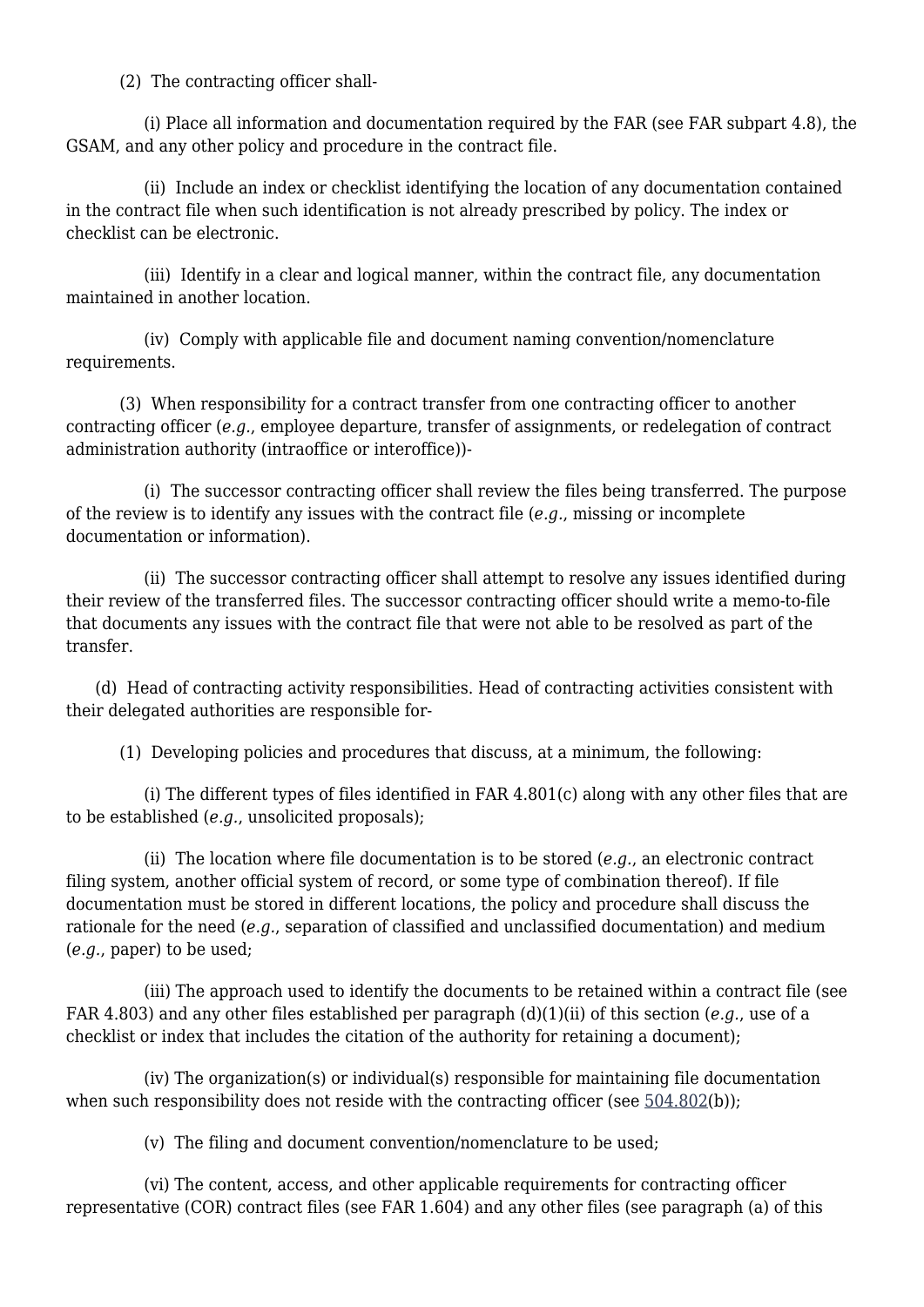(2) The contracting officer shall-

(i) Place all information and documentation required by the FAR (see FAR subpart 4.8), the GSAM, and any other policy and procedure in the contract file.

(ii) Include an index or checklist identifying the location of any documentation contained in the contract file when such identification is not already prescribed by policy. The index or checklist can be electronic.

(iii) Identify in a clear and logical manner, within the contract file, any documentation maintained in another location.

(iv) Comply with applicable file and document naming convention/nomenclature requirements.

(3) When responsibility for a contract transfer from one contracting officer to another contracting officer (*e.g.*, employee departure, transfer of assignments, or redelegation of contract administration authority (intraoffice or interoffice))-

(i) The successor contracting officer shall review the files being transferred. The purpose of the review is to identify any issues with the contract file (*e.g.*, missing or incomplete documentation or information).

(ii) The successor contracting officer shall attempt to resolve any issues identified during their review of the transferred files. The successor contracting officer should write a memo-to-file that documents any issues with the contract file that were not able to be resolved as part of the transfer.

(d) Head of contracting activity responsibilities. Head of contracting activities consistent with their delegated authorities are responsible for-

(1) Developing policies and procedures that discuss, at a minimum, the following:

(i) The different types of files identified in FAR 4.801(c) along with any other files that are to be established (*e.g.*, unsolicited proposals);

(ii) The location where file documentation is to be stored (*e.g.*, an electronic contract filing system, another official system of record, or some type of combination thereof). If file documentation must be stored in different locations, the policy and procedure shall discuss the rationale for the need (*e.g.*, separation of classified and unclassified documentation) and medium (*e.g.*, paper) to be used;

(iii) The approach used to identify the documents to be retained within a contract file (see FAR 4.803) and any other files established per paragraph (d)(1)(ii) of this section (*e.g.*, use of a checklist or index that includes the citation of the authority for retaining a document);

(iv) The organization(s) or individual(s) responsible for maintaining file documentation when such responsibility does not reside with the contracting officer (see 504.802(b));

(v) The filing and document convention/nomenclature to be used;

(vi) The content, access, and other applicable requirements for contracting officer representative (COR) contract files (see FAR 1.604) and any other files (see paragraph (a) of this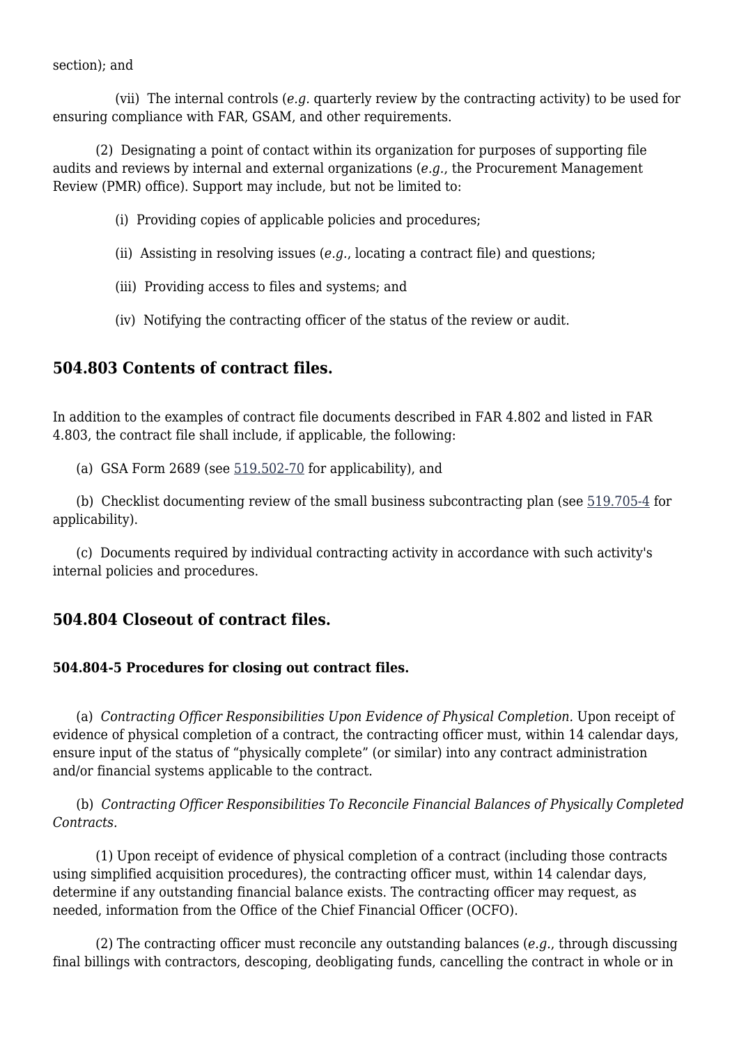section); and

(vii) The internal controls (*e.g.* quarterly review by the contracting activity) to be used for ensuring compliance with FAR, GSAM, and other requirements.

(2) Designating a point of contact within its organization for purposes of supporting file audits and reviews by internal and external organizations (*e.g.*, the Procurement Management Review (PMR) office). Support may include, but not be limited to:

(i) Providing copies of applicable policies and procedures;

(ii) Assisting in resolving issues (*e.g.*, locating a contract file) and questions;

(iii) Providing access to files and systems; and

(iv) Notifying the contracting officer of the status of the review or audit.

## 504.803 Contents of contract files.

In addition to the examples of contract file documents described in FAR 4.802 and listed in FAR 4.803, the contract file shall include, if applicable, the following:

(a) GSA Form 2689 (see 519.502-70 for applicability), and

(b) Checklist documenting review of the small business subcontracting plan (see 519.705-4 for applicability).

(c) Documents required by individual contracting activity in accordance with such activity's internal policies and procedures.

## 504.804 Closeout of contract files.

### 504.804-5 Procedures for closing out contract files.

(a) *Contracting Officer Responsibilities Upon Evidence of Physical Completion.* Upon receipt of evidence of physical completion of a contract, the contracting officer must, within 14 calendar days, ensure input of the status of "physically complete" (or similar) into any contract administration and/or financial systems applicable to the contract.

(b) *Contracting Officer Responsibilities To Reconcile Financial Balances of Physically Completed Contracts.*

(1) Upon receipt of evidence of physical completion of a contract (including those contracts using simplified acquisition procedures), the contracting officer must, within 14 calendar days, determine if any outstanding financial balance exists. The contracting officer may request, as needed, information from the Office of the Chief Financial Officer (OCFO).

(2) The contracting officer must reconcile any outstanding balances (*e.g.*, through discussing final billings with contractors, descoping, deobligating funds, cancelling the contract in whole or in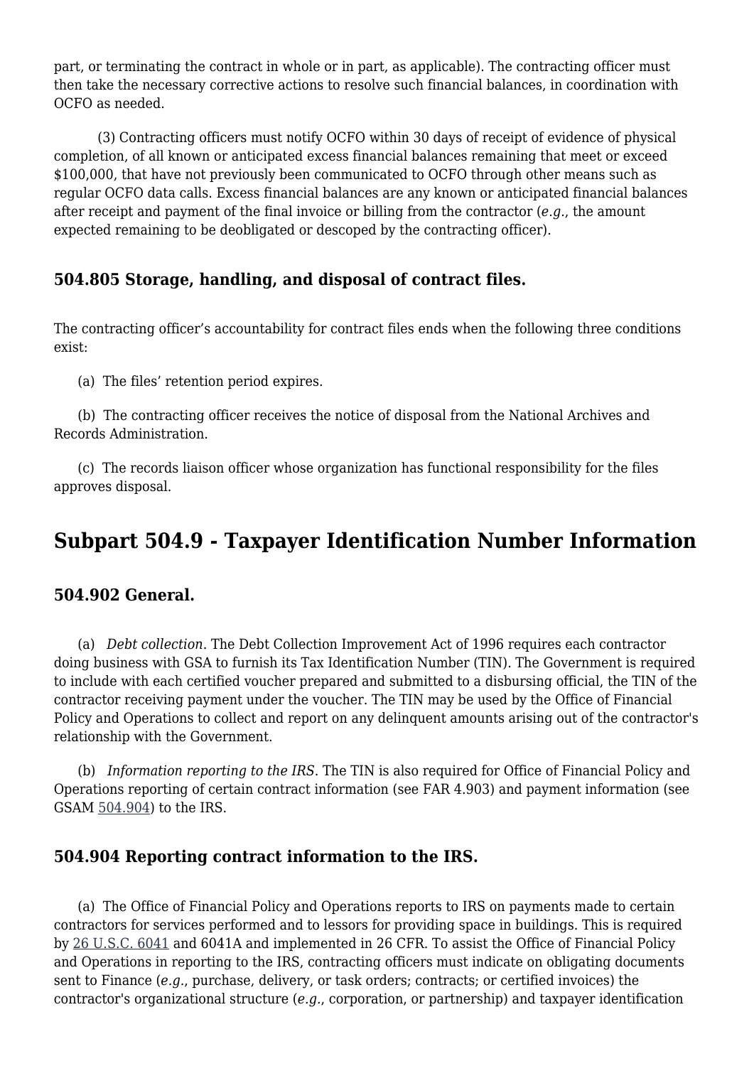part, or terminating the contract in whole or in part, as applicable). The contracting officer must then take the necessary corrective actions to resolve such financial balances, in coordination with OCFO as needed.

(3) Contracting officers must notify OCFO within 30 days of receipt of evidence of physical completion, of all known or anticipated excess financial balances remaining that meet or exceed $100,000, that have not previously been communicated to OCFO through other means such as regular OCFO data calls. Excess financial balances are any known or anticipated financial balances after receipt and payment of the final invoice or billing from the contractor (*e.g.*, the amount expected remaining to be deobligated or descoped by the contracting officer).

### 504.805 Storage, handling, and disposal of contract files.

The contracting officer's accountability for contract files ends when the following three conditions exist:

(a) The files' retention period expires.

(b) The contracting officer receives the notice of disposal from the National Archives and Records Administration.

(c) The records liaison officer whose organization has functional responsibility for the files approves disposal.

## Subpart 504.9 - Taxpayer Identification Number Information

### 504.902 General.

(a) *Debt collection*. The Debt Collection Improvement Act of 1996 requires each contractor doing business with GSA to furnish its Tax Identification Number (TIN). The Government is required to include with each certified voucher prepared and submitted to a disbursing official, the TIN of the contractor receiving payment under the voucher. The TIN may be used by the Office of Financial Policy and Operations to collect and report on any delinquent amounts arising out of the contractor's relationship with the Government.

(b) *Information reporting to the IRS*. The TIN is also required for Office of Financial Policy and Operations reporting of certain contract information (see FAR 4.903) and payment information (see GSAM 504.904) to the IRS.

### 504.904 Reporting contract information to the IRS.

(a) The Office of Financial Policy and Operations reports to IRS on payments made to certain contractors for services performed and to lessors for providing space in buildings. This is required by 26 U.S.C. 6041 and 6041A and implemented in 26 CFR. To assist the Office of Financial Policy and Operations in reporting to the IRS, contracting officers must indicate on obligating documents sent to Finance (*e.g.*, purchase, delivery, or task orders; contracts; or certified invoices) the contractor's organizational structure (*e.g.*, corporation, or partnership) and taxpayer identification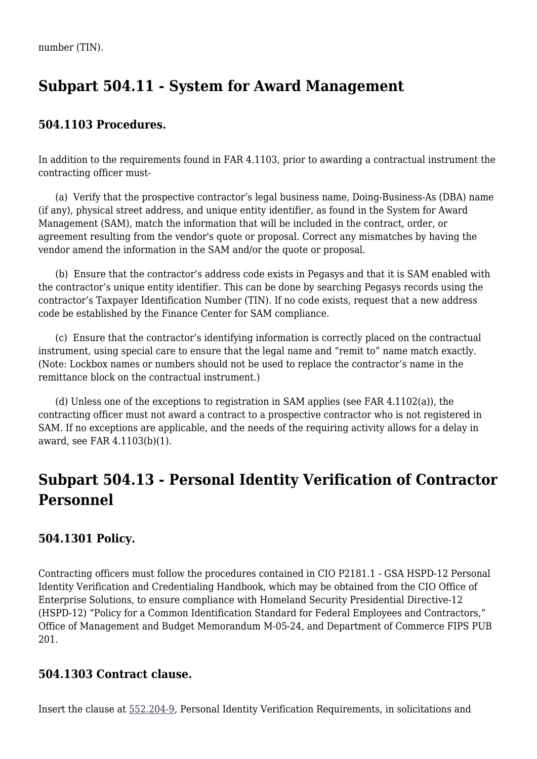number (TIN).

## Subpart 504.11 - System for Award Management

### 504.1103 Procedures.

In addition to the requirements found in FAR 4.1103, prior to awarding a contractual instrument the contracting officer must-

(a) Verify that the prospective contractor's legal business name, Doing-Business-As (DBA) name (if any), physical street address, and unique entity identifier, as found in the System for Award Management (SAM), match the information that will be included in the contract, order, or agreement resulting from the vendor's quote or proposal. Correct any mismatches by having the vendor amend the information in the SAM and/or the quote or proposal.

(b) Ensure that the contractor's address code exists in Pegasys and that it is SAM enabled with the contractor's unique entity identifier. This can be done by searching Pegasys records using the contractor's Taxpayer Identification Number (TIN). If no code exists, request that a new address code be established by the Finance Center for SAM compliance.

(c) Ensure that the contractor's identifying information is correctly placed on the contractual instrument, using special care to ensure that the legal name and "remit to" name match exactly. (Note: Lockbox names or numbers should not be used to replace the contractor's name in the remittance block on the contractual instrument.)

(d) Unless one of the exceptions to registration in SAM applies (see FAR 4.1102(a)), the contracting officer must not award a contract to a prospective contractor who is not registered in SAM. If no exceptions are applicable, and the needs of the requiring activity allows for a delay in award, see FAR 4.1103(b)(1).

## Subpart 504.13 - Personal Identity Verification of Contractor Personnel

### 504.1301 Policy.

Contracting officers must follow the procedures contained in CIO P2181.1 - GSA HSPD-12 Personal Identity Verification and Credentialing Handbook, which may be obtained from the CIO Office of Enterprise Solutions, to ensure compliance with Homeland Security Presidential Directive-12 (HSPD-12) "Policy for a Common Identification Standard for Federal Employees and Contractors," Office of Management and Budget Memorandum M-05-24, and Department of Commerce FIPS PUB 201.

### 504.1303 Contract clause.

Insert the clause at 552.204-9, Personal Identity Verification Requirements, in solicitations and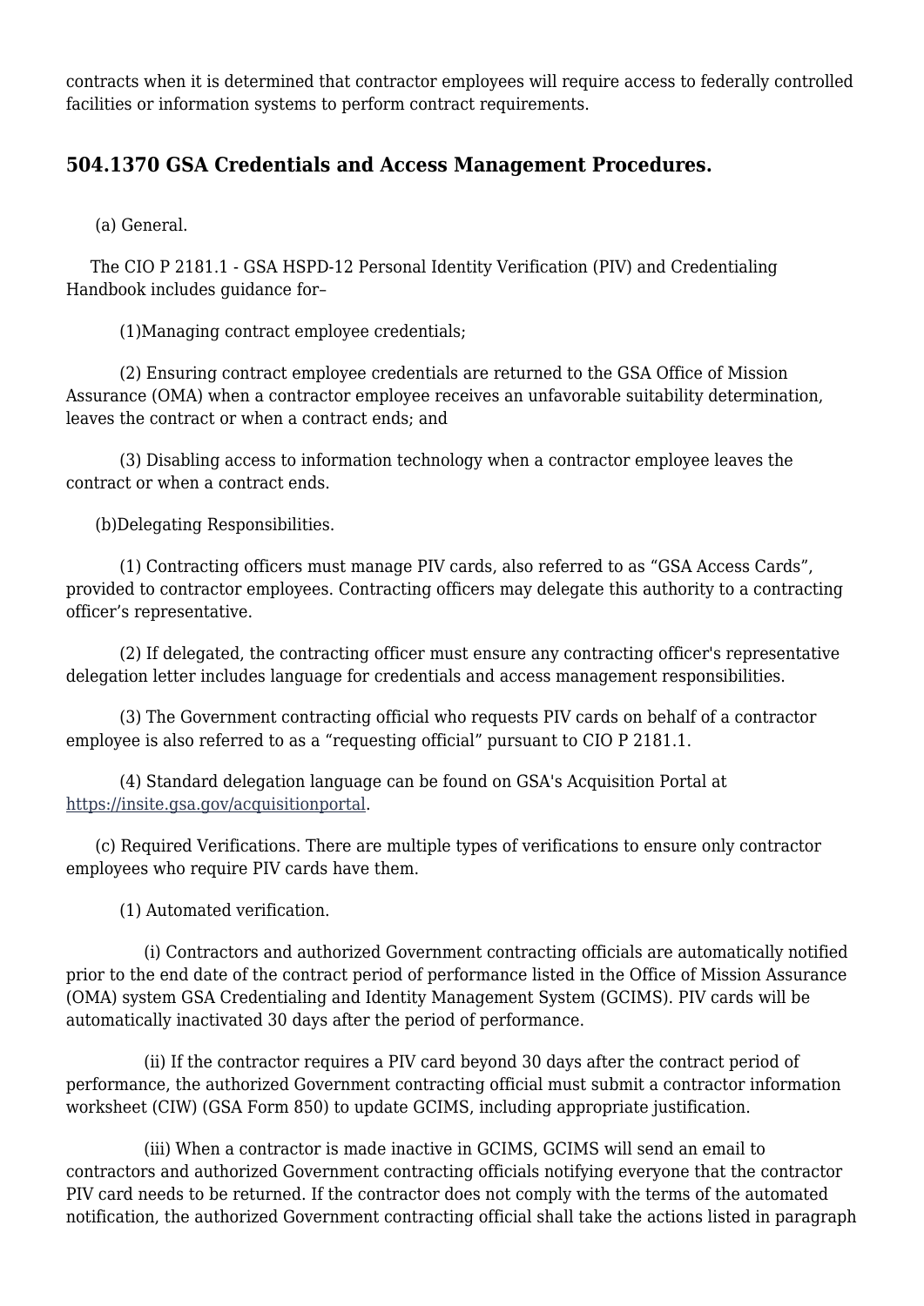contracts when it is determined that contractor employees will require access to federally controlled facilities or information systems to perform contract requirements.

## 504.1370 GSA Credentials and Access Management Procedures.

(a) General.

The CIO P 2181.1 - GSA HSPD-12 Personal Identity Verification (PIV) and Credentialing Handbook includes guidance for–

(1)Managing contract employee credentials;

(2) Ensuring contract employee credentials are returned to the GSA Office of Mission Assurance (OMA) when a contractor employee receives an unfavorable suitability determination, leaves the contract or when a contract ends; and

(3) Disabling access to information technology when a contractor employee leaves the contract or when a contract ends.

(b)Delegating Responsibilities.

(1) Contracting officers must manage PIV cards, also referred to as “GSA Access Cards”, provided to contractor employees. Contracting officers may delegate this authority to a contracting officer’s representative.

(2) If delegated, the contracting officer must ensure any contracting officer's representative delegation letter includes language for credentials and access management responsibilities.

(3) The Government contracting official who requests PIV cards on behalf of a contractor employee is also referred to as a “requesting official” pursuant to CIO P 2181.1.

(4) Standard delegation language can be found on GSA's Acquisition Portal at https://insite.gsa.gov/acquisitionportal.

(c) Required Verifications. There are multiple types of verifications to ensure only contractor employees who require PIV cards have them.

(1) Automated verification.

(i) Contractors and authorized Government contracting officials are automatically notified prior to the end date of the contract period of performance listed in the Office of Mission Assurance (OMA) system GSA Credentialing and Identity Management System (GCIMS). PIV cards will be automatically inactivated 30 days after the period of performance.

(ii) If the contractor requires a PIV card beyond 30 days after the contract period of performance, the authorized Government contracting official must submit a contractor information worksheet (CIW) (GSA Form 850) to update GCIMS, including appropriate justification.

(iii) When a contractor is made inactive in GCIMS, GCIMS will send an email to contractors and authorized Government contracting officials notifying everyone that the contractor PIV card needs to be returned. If the contractor does not comply with the terms of the automated notification, the authorized Government contracting official shall take the actions listed in paragraph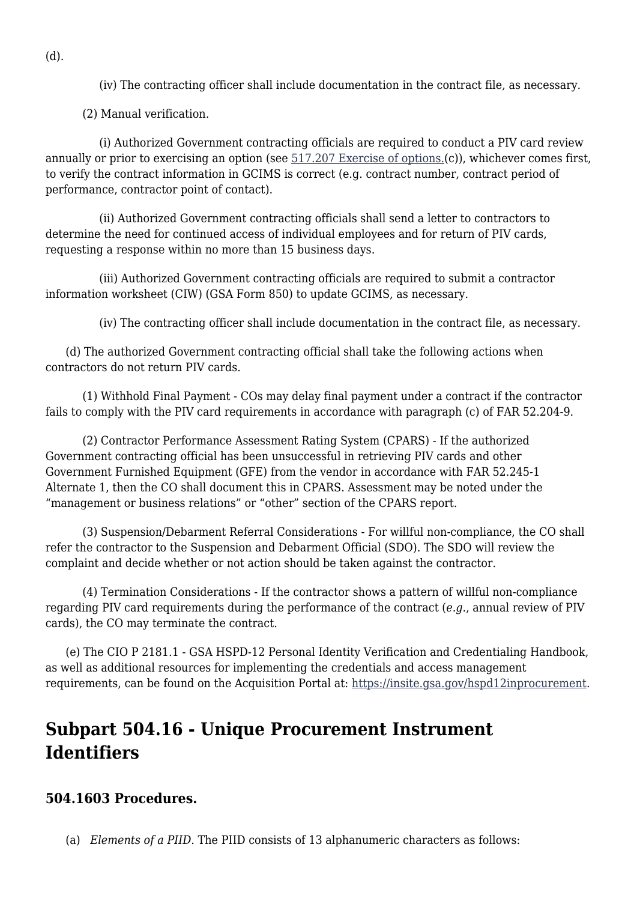(d).

(iv) The contracting officer shall include documentation in the contract file, as necessary.

(2) Manual verification.

(i) Authorized Government contracting officials are required to conduct a PIV card review annually or prior to exercising an option (see [517.207 Exercise of options.](c)), whichever comes first, to verify the contract information in GCIMS is correct (e.g. contract number, contract period of performance, contractor point of contact).

(ii) Authorized Government contracting officials shall send a letter to contractors to determine the need for continued access of individual employees and for return of PIV cards, requesting a response within no more than 15 business days.

(iii) Authorized Government contracting officials are required to submit a contractor information worksheet (CIW) (GSA Form 850) to update GCIMS, as necessary.

(iv) The contracting officer shall include documentation in the contract file, as necessary.

(d) The authorized Government contracting official shall take the following actions when contractors do not return PIV cards.

(1) Withhold Final Payment - COs may delay final payment under a contract if the contractor fails to comply with the PIV card requirements in accordance with paragraph (c) of FAR 52.204-9.

(2) Contractor Performance Assessment Rating System (CPARS) - If the authorized Government contracting official has been unsuccessful in retrieving PIV cards and other Government Furnished Equipment (GFE) from the vendor in accordance with FAR 52.245-1 Alternate 1, then the CO shall document this in CPARS. Assessment may be noted under the “management or business relations” or “other” section of the CPARS report.

(3) Suspension/Debarment Referral Considerations - For willful non-compliance, the CO shall refer the contractor to the Suspension and Debarment Official (SDO). The SDO will review the complaint and decide whether or not action should be taken against the contractor.

(4) Termination Considerations - If the contractor shows a pattern of willful non-compliance regarding PIV card requirements during the performance of the contract (*e.g.*, annual review of PIV cards), the CO may terminate the contract.

(e) The CIO P 2181.1 - GSA HSPD-12 Personal Identity Verification and Credentialing Handbook, as well as additional resources for implementing the credentials and access management requirements, can be found on the Acquisition Portal at: https://insite.gsa.gov/hspd12inprocurement.

## Subpart 504.16 - Unique Procurement Instrument Identifiers

### 504.1603 Procedures.

(a) *Elements of a PIID*. The PIID consists of 13 alphanumeric characters as follows: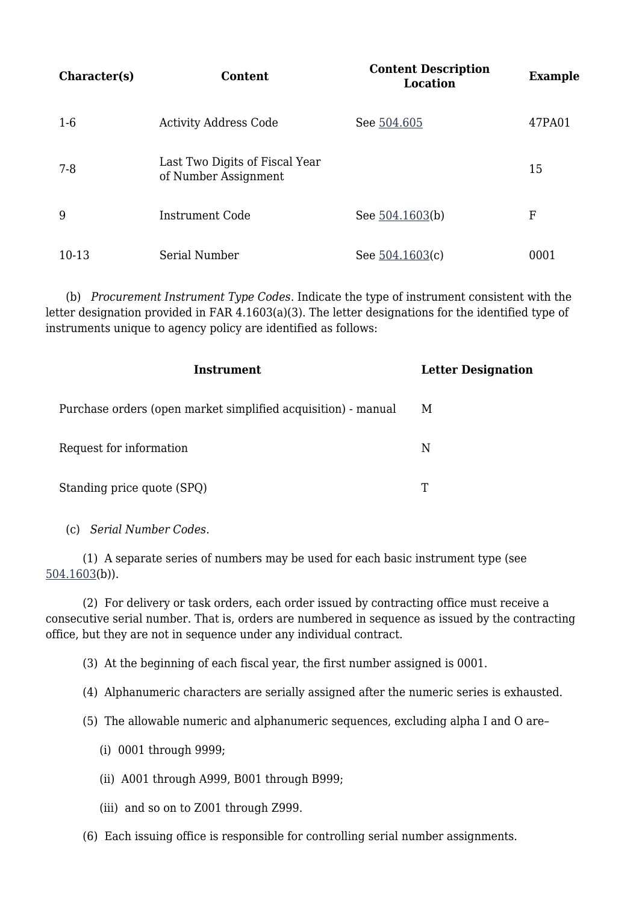| Character(s) | Content | Content Description Location | Example |
| --- | --- | --- | --- |
| 1-6 | Activity Address Code | See 504.605 | 47PA01 |
| 7-8 | Last Two Digits of Fiscal Year of Number Assignment | | 15 |
| 9 | Instrument Code | See 504.1603(b) | F |
| 10-13 | Serial Number | See 504.1603(c) | 0001 |

(b) *Procurement Instrument Type Codes*. Indicate the type of instrument consistent with the letter designation provided in FAR 4.1603(a)(3). The letter designations for the identified type of instruments unique to agency policy are identified as follows:

| Instrument | Letter Designation |
| --- | --- |
| Purchase orders (open market simplified acquisition) - manual | M |
| Request for information | N |
| Standing price quote (SPQ) | T |

(c) *Serial Number Codes*.

(1) A separate series of numbers may be used for each basic instrument type (see 504.1603(b)).

(2) For delivery or task orders, each order issued by contracting office must receive a consecutive serial number. That is, orders are numbered in sequence as issued by the contracting office, but they are not in sequence under any individual contract.

(3) At the beginning of each fiscal year, the first number assigned is 0001.

(4) Alphanumeric characters are serially assigned after the numeric series is exhausted.

(5) The allowable numeric and alphanumeric sequences, excluding alpha I and O are–

(i) 0001 through 9999;

(ii) A001 through A999, B001 through B999;

(iii) and so on to Z001 through Z999.

(6) Each issuing office is responsible for controlling serial number assignments.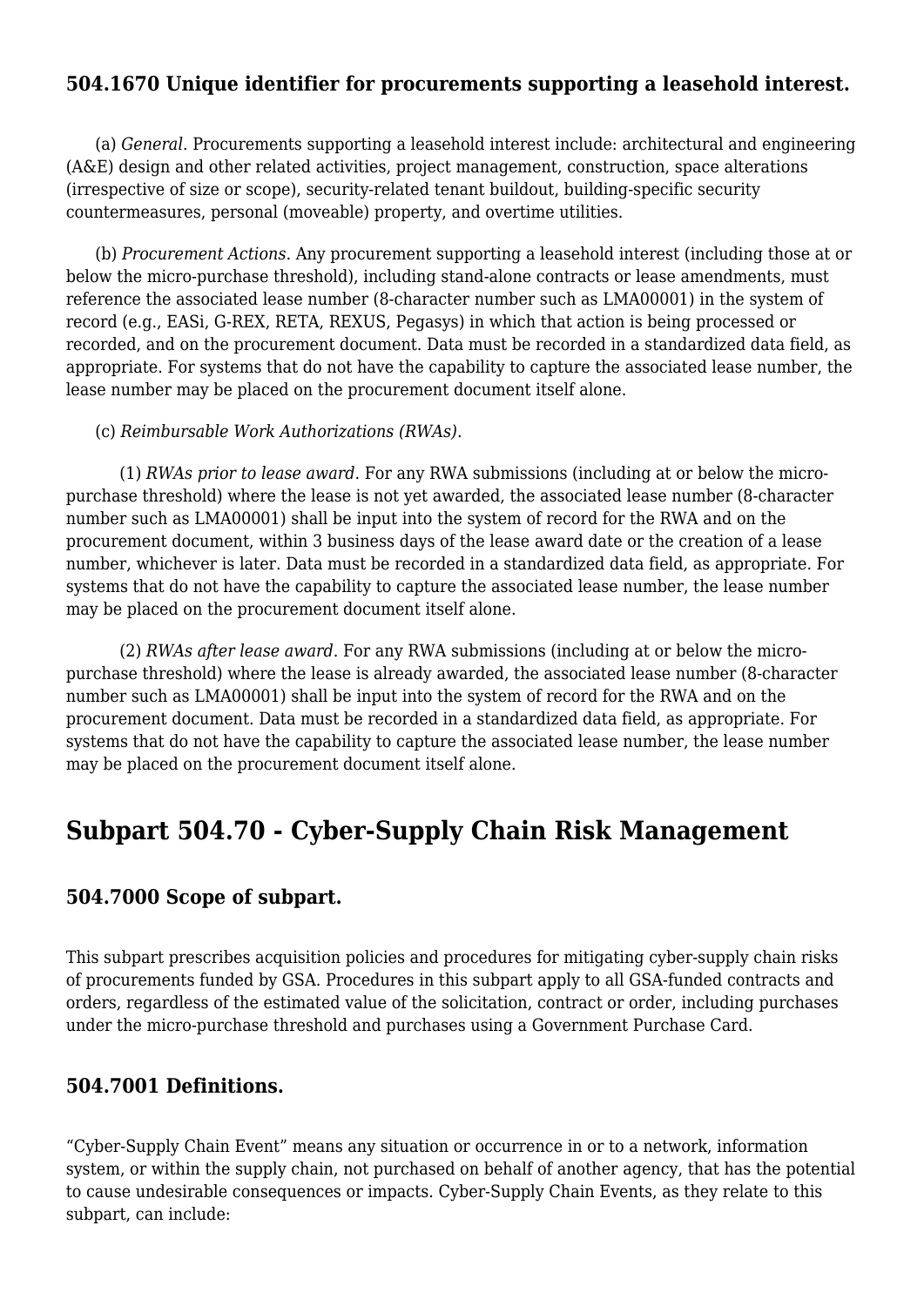### 504.1670 Unique identifier for procurements supporting a leasehold interest.

(a) *General*. Procurements supporting a leasehold interest include: architectural and engineering (A&E) design and other related activities, project management, construction, space alterations (irrespective of size or scope), security-related tenant buildout, building-specific security countermeasures, personal (moveable) property, and overtime utilities.

(b) *Procurement Actions*. Any procurement supporting a leasehold interest (including those at or below the micro-purchase threshold), including stand-alone contracts or lease amendments, must reference the associated lease number (8-character number such as LMA00001) in the system of record (e.g., EASi, G-REX, RETA, REXUS, Pegasys) in which that action is being processed or recorded, and on the procurement document. Data must be recorded in a standardized data field, as appropriate. For systems that do not have the capability to capture the associated lease number, the lease number may be placed on the procurement document itself alone.

(c) *Reimbursable Work Authorizations (RWAs)*.

(1) *RWAs prior to lease award*. For any RWA submissions (including at or below the micro-purchase threshold) where the lease is not yet awarded, the associated lease number (8-character number such as LMA00001) shall be input into the system of record for the RWA and on the procurement document, within 3 business days of the lease award date or the creation of a lease number, whichever is later. Data must be recorded in a standardized data field, as appropriate. For systems that do not have the capability to capture the associated lease number, the lease number may be placed on the procurement document itself alone.

(2) *RWAs after lease award*. For any RWA submissions (including at or below the micro-purchase threshold) where the lease is already awarded, the associated lease number (8-character number such as LMA00001) shall be input into the system of record for the RWA and on the procurement document. Data must be recorded in a standardized data field, as appropriate. For systems that do not have the capability to capture the associated lease number, the lease number may be placed on the procurement document itself alone.

## Subpart 504.70 - Cyber-Supply Chain Risk Management

### 504.7000 Scope of subpart.

This subpart prescribes acquisition policies and procedures for mitigating cyber-supply chain risks of procurements funded by GSA. Procedures in this subpart apply to all GSA-funded contracts and orders, regardless of the estimated value of the solicitation, contract or order, including purchases under the micro-purchase threshold and purchases using a Government Purchase Card.

### 504.7001 Definitions.

"Cyber-Supply Chain Event" means any situation or occurrence in or to a network, information system, or within the supply chain, not purchased on behalf of another agency, that has the potential to cause undesirable consequences or impacts. Cyber-Supply Chain Events, as they relate to this subpart, can include: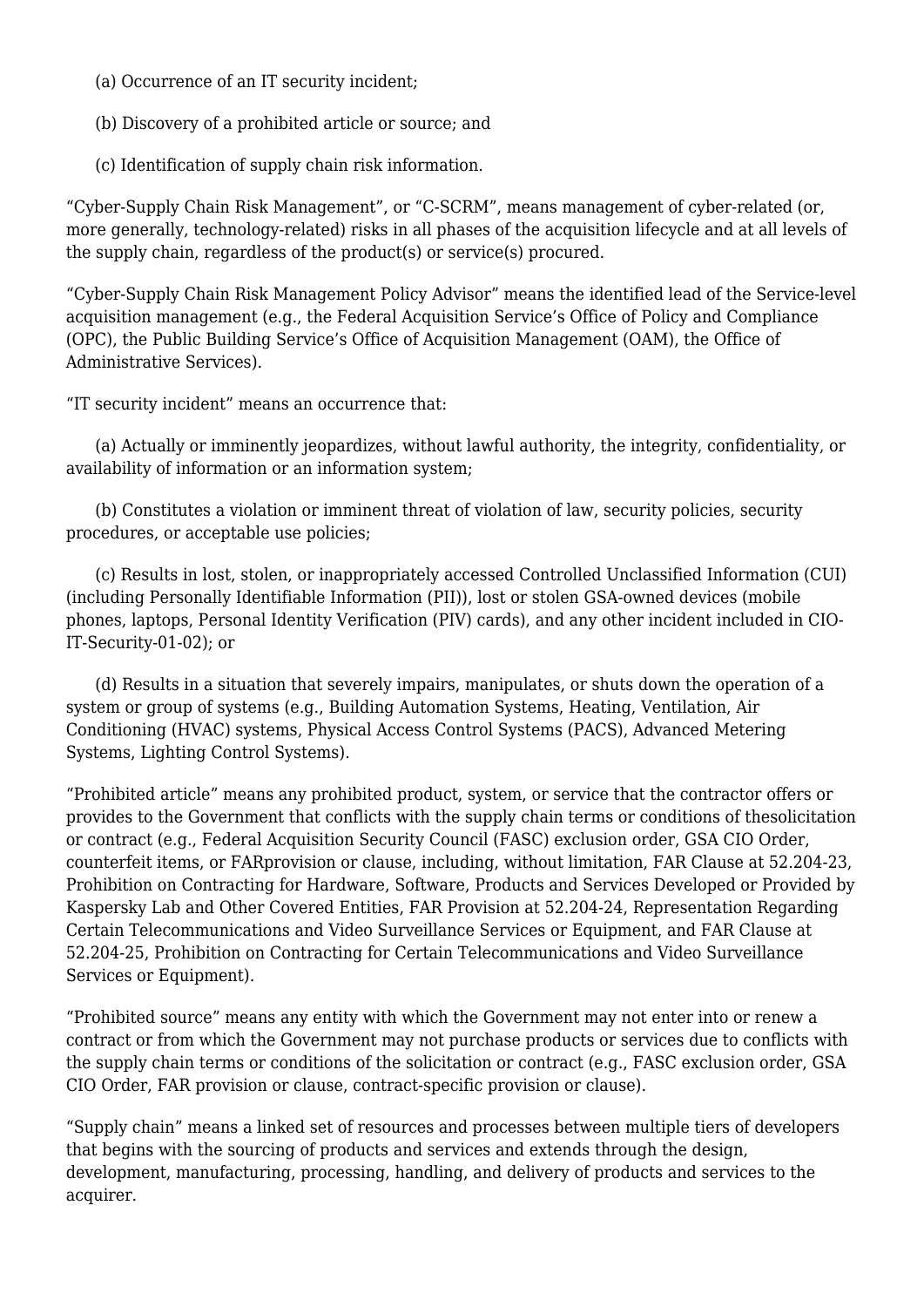(a) Occurrence of an IT security incident;

(b) Discovery of a prohibited article or source; and

(c) Identification of supply chain risk information.

"Cyber-Supply Chain Risk Management", or "C-SCRM", means management of cyber-related (or, more generally, technology-related) risks in all phases of the acquisition lifecycle and at all levels of the supply chain, regardless of the product(s) or service(s) procured.

"Cyber-Supply Chain Risk Management Policy Advisor" means the identified lead of the Service-level acquisition management (e.g., the Federal Acquisition Service's Office of Policy and Compliance (OPC), the Public Building Service's Office of Acquisition Management (OAM), the Office of Administrative Services).

"IT security incident" means an occurrence that:

(a) Actually or imminently jeopardizes, without lawful authority, the integrity, confidentiality, or availability of information or an information system;

(b) Constitutes a violation or imminent threat of violation of law, security policies, security procedures, or acceptable use policies;

(c) Results in lost, stolen, or inappropriately accessed Controlled Unclassified Information (CUI) (including Personally Identifiable Information (PII)), lost or stolen GSA-owned devices (mobile phones, laptops, Personal Identity Verification (PIV) cards), and any other incident included in CIO-IT-Security-01-02); or

(d) Results in a situation that severely impairs, manipulates, or shuts down the operation of a system or group of systems (e.g., Building Automation Systems, Heating, Ventilation, Air Conditioning (HVAC) systems, Physical Access Control Systems (PACS), Advanced Metering Systems, Lighting Control Systems).

"Prohibited article" means any prohibited product, system, or service that the contractor offers or provides to the Government that conflicts with the supply chain terms or conditions of thesolicitation or contract (e.g., Federal Acquisition Security Council (FASC) exclusion order, GSA CIO Order, counterfeit items, or FARprovision or clause, including, without limitation, FAR Clause at 52.204-23, Prohibition on Contracting for Hardware, Software, Products and Services Developed or Provided by Kaspersky Lab and Other Covered Entities, FAR Provision at 52.204-24, Representation Regarding Certain Telecommunications and Video Surveillance Services or Equipment, and FAR Clause at 52.204-25, Prohibition on Contracting for Certain Telecommunications and Video Surveillance Services or Equipment).

"Prohibited source" means any entity with which the Government may not enter into or renew a contract or from which the Government may not purchase products or services due to conflicts with the supply chain terms or conditions of the solicitation or contract (e.g., FASC exclusion order, GSA CIO Order, FAR provision or clause, contract-specific provision or clause).

"Supply chain" means a linked set of resources and processes between multiple tiers of developers that begins with the sourcing of products and services and extends through the design, development, manufacturing, processing, handling, and delivery of products and services to the acquirer.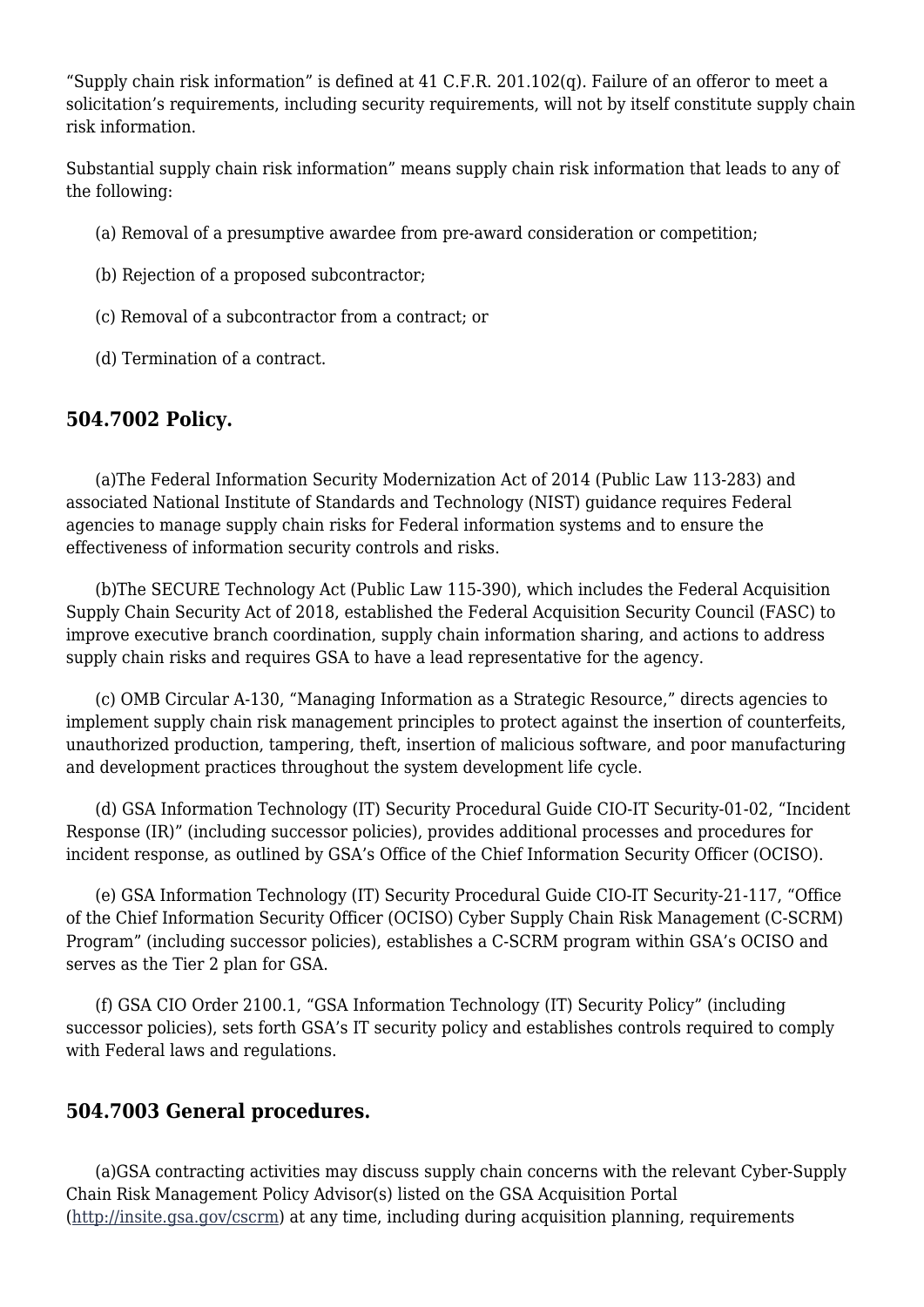“Supply chain risk information” is defined at 41 C.F.R. 201.102(q). Failure of an offeror to meet a solicitation’s requirements, including security requirements, will not by itself constitute supply chain risk information.

Substantial supply chain risk information” means supply chain risk information that leads to any of the following:

(a) Removal of a presumptive awardee from pre-award consideration or competition;

(b) Rejection of a proposed subcontractor;

(c) Removal of a subcontractor from a contract; or

(d) Termination of a contract.

## 504.7002 Policy.

(a)The Federal Information Security Modernization Act of 2014 (Public Law 113-283) and associated National Institute of Standards and Technology (NIST) guidance requires Federal agencies to manage supply chain risks for Federal information systems and to ensure the effectiveness of information security controls and risks.

(b)The SECURE Technology Act (Public Law 115-390), which includes the Federal Acquisition Supply Chain Security Act of 2018, established the Federal Acquisition Security Council (FASC) to improve executive branch coordination, supply chain information sharing, and actions to address supply chain risks and requires GSA to have a lead representative for the agency.

(c) OMB Circular A-130, “Managing Information as a Strategic Resource,” directs agencies to implement supply chain risk management principles to protect against the insertion of counterfeits, unauthorized production, tampering, theft, insertion of malicious software, and poor manufacturing and development practices throughout the system development life cycle.

(d) GSA Information Technology (IT) Security Procedural Guide CIO-IT Security-01-02, “Incident Response (IR)” (including successor policies), provides additional processes and procedures for incident response, as outlined by GSA’s Office of the Chief Information Security Officer (OCISO).

(e) GSA Information Technology (IT) Security Procedural Guide CIO-IT Security-21-117, “Office of the Chief Information Security Officer (OCISO) Cyber Supply Chain Risk Management (C-SCRM) Program” (including successor policies), establishes a C-SCRM program within GSA’s OCISO and serves as the Tier 2 plan for GSA.

(f) GSA CIO Order 2100.1, “GSA Information Technology (IT) Security Policy” (including successor policies), sets forth GSA’s IT security policy and establishes controls required to comply with Federal laws and regulations.

## 504.7003 General procedures.

(a)GSA contracting activities may discuss supply chain concerns with the relevant Cyber-Supply Chain Risk Management Policy Advisor(s) listed on the GSA Acquisition Portal (http://insite.gsa.gov/cscrm) at any time, including during acquisition planning, requirements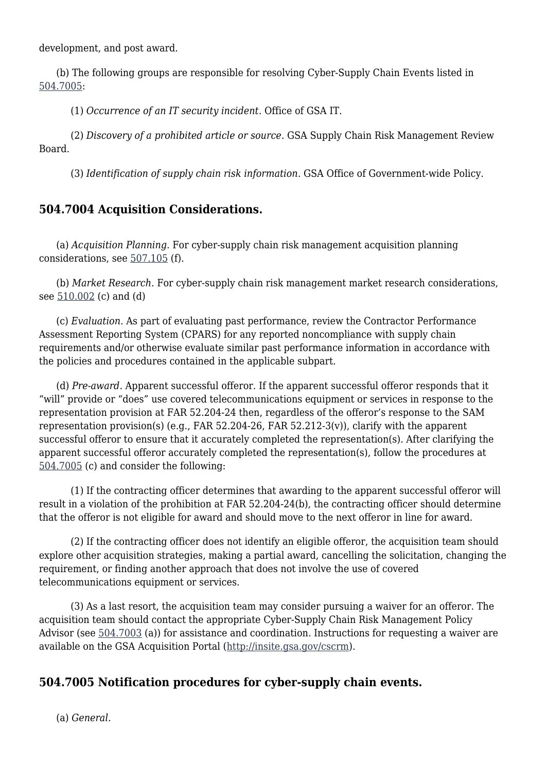development, and post award.

(b) The following groups are responsible for resolving Cyber-Supply Chain Events listed in 504.7005:

(1) *Occurrence of an IT security incident*. Office of GSA IT.

(2) *Discovery of a prohibited article or source*. GSA Supply Chain Risk Management Review Board.

(3) *Identification of supply chain risk information*. GSA Office of Government-wide Policy.

## 504.7004 Acquisition Considerations.

(a) *Acquisition Planning*. For cyber-supply chain risk management acquisition planning considerations, see 507.105 (f).

(b) *Market Research*. For cyber-supply chain risk management market research considerations, see 510.002 (c) and (d)

(c) *Evaluation*. As part of evaluating past performance, review the Contractor Performance Assessment Reporting System (CPARS) for any reported noncompliance with supply chain requirements and/or otherwise evaluate similar past performance information in accordance with the policies and procedures contained in the applicable subpart.

(d) *Pre-award*. Apparent successful offeror. If the apparent successful offeror responds that it "will" provide or "does" use covered telecommunications equipment or services in response to the representation provision at FAR 52.204-24 then, regardless of the offeror's response to the SAM representation provision(s) (e.g., FAR 52.204-26, FAR 52.212-3(v)), clarify with the apparent successful offeror to ensure that it accurately completed the representation(s). After clarifying the apparent successful offeror accurately completed the representation(s), follow the procedures at 504.7005 (c) and consider the following:

(1) If the contracting officer determines that awarding to the apparent successful offeror will result in a violation of the prohibition at FAR 52.204-24(b), the contracting officer should determine that the offeror is not eligible for award and should move to the next offeror in line for award.

(2) If the contracting officer does not identify an eligible offeror, the acquisition team should explore other acquisition strategies, making a partial award, cancelling the solicitation, changing the requirement, or finding another approach that does not involve the use of covered telecommunications equipment or services.

(3) As a last resort, the acquisition team may consider pursuing a waiver for an offeror. The acquisition team should contact the appropriate Cyber-Supply Chain Risk Management Policy Advisor (see 504.7003 (a)) for assistance and coordination. Instructions for requesting a waiver are available on the GSA Acquisition Portal (http://insite.gsa.gov/cscrm).

## 504.7005 Notification procedures for cyber-supply chain events.

(a) *General*.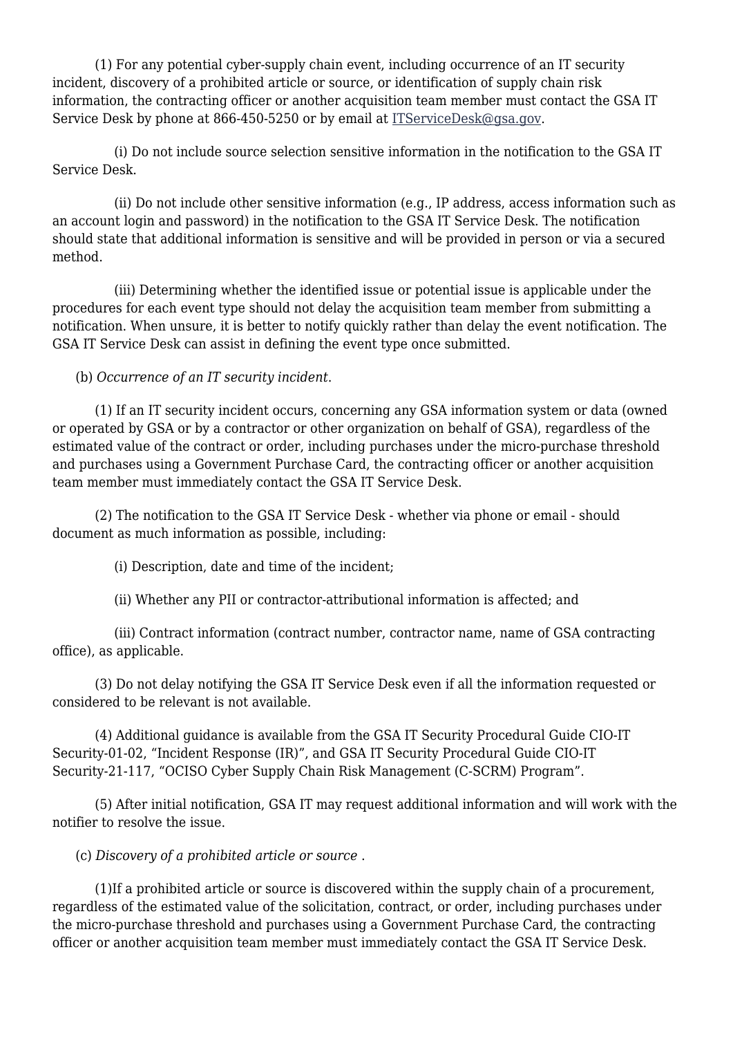(1) For any potential cyber-supply chain event, including occurrence of an IT security incident, discovery of a prohibited article or source, or identification of supply chain risk information, the contracting officer or another acquisition team member must contact the GSA IT Service Desk by phone at 866-450-5250 or by email at [ITServiceDesk@gsa.gov](mailto:ITServiceDesk@gsa.gov).

(i) Do not include source selection sensitive information in the notification to the GSA IT Service Desk.

(ii) Do not include other sensitive information (e.g., IP address, access information such as an account login and password) in the notification to the GSA IT Service Desk. The notification should state that additional information is sensitive and will be provided in person or via a secured method.

(iii) Determining whether the identified issue or potential issue is applicable under the procedures for each event type should not delay the acquisition team member from submitting a notification. When unsure, it is better to notify quickly rather than delay the event notification. The GSA IT Service Desk can assist in defining the event type once submitted.

(b) *Occurrence of an IT security incident*.

(1) If an IT security incident occurs, concerning any GSA information system or data (owned or operated by GSA or by a contractor or other organization on behalf of GSA), regardless of the estimated value of the contract or order, including purchases under the micro-purchase threshold and purchases using a Government Purchase Card, the contracting officer or another acquisition team member must immediately contact the GSA IT Service Desk.

(2) The notification to the GSA IT Service Desk - whether via phone or email - should document as much information as possible, including:

(i) Description, date and time of the incident;

(ii) Whether any PII or contractor-attributional information is affected; and

(iii) Contract information (contract number, contractor name, name of GSA contracting office), as applicable.

(3) Do not delay notifying the GSA IT Service Desk even if all the information requested or considered to be relevant is not available.

(4) Additional guidance is available from the GSA IT Security Procedural Guide CIO-IT Security-01-02, "Incident Response (IR)", and GSA IT Security Procedural Guide CIO-IT Security-21-117, "OCISO Cyber Supply Chain Risk Management (C-SCRM) Program".

(5) After initial notification, GSA IT may request additional information and will work with the notifier to resolve the issue.

(c) *Discovery of a prohibited article or source* .

(1)If a prohibited article or source is discovered within the supply chain of a procurement, regardless of the estimated value of the solicitation, contract, or order, including purchases under the micro-purchase threshold and purchases using a Government Purchase Card, the contracting officer or another acquisition team member must immediately contact the GSA IT Service Desk.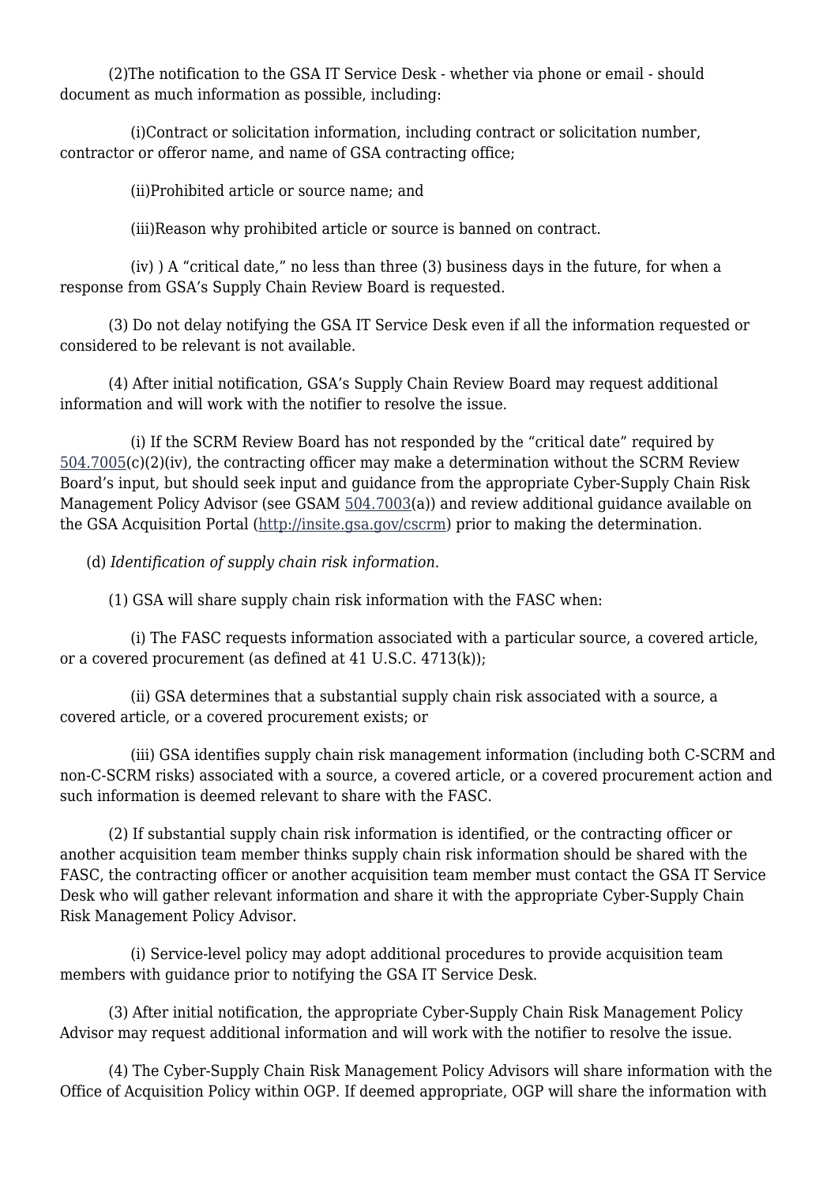(2)The notification to the GSA IT Service Desk - whether via phone or email - should document as much information as possible, including:

(i)Contract or solicitation information, including contract or solicitation number, contractor or offeror name, and name of GSA contracting office;

(ii)Prohibited article or source name; and

(iii)Reason why prohibited article or source is banned on contract.

(iv) ) A “critical date,” no less than three (3) business days in the future, for when a response from GSA’s Supply Chain Review Board is requested.

(3) Do not delay notifying the GSA IT Service Desk even if all the information requested or considered to be relevant is not available.

(4) After initial notification, GSA’s Supply Chain Review Board may request additional information and will work with the notifier to resolve the issue.

(i) If the SCRM Review Board has not responded by the “critical date” required by 504.7005(c)(2)(iv), the contracting officer may make a determination without the SCRM Review Board’s input, but should seek input and guidance from the appropriate Cyber-Supply Chain Risk Management Policy Advisor (see GSAM 504.7003(a)) and review additional guidance available on the GSA Acquisition Portal (http://insite.gsa.gov/cscrm) prior to making the determination.

(d) *Identification of supply chain risk information*.

(1) GSA will share supply chain risk information with the FASC when:

(i) The FASC requests information associated with a particular source, a covered article, or a covered procurement (as defined at 41 U.S.C. 4713(k));

(ii) GSA determines that a substantial supply chain risk associated with a source, a covered article, or a covered procurement exists; or

(iii) GSA identifies supply chain risk management information (including both C-SCRM and non-C-SCRM risks) associated with a source, a covered article, or a covered procurement action and such information is deemed relevant to share with the FASC.

(2) If substantial supply chain risk information is identified, or the contracting officer or another acquisition team member thinks supply chain risk information should be shared with the FASC, the contracting officer or another acquisition team member must contact the GSA IT Service Desk who will gather relevant information and share it with the appropriate Cyber-Supply Chain Risk Management Policy Advisor.

(i) Service-level policy may adopt additional procedures to provide acquisition team members with guidance prior to notifying the GSA IT Service Desk.

(3) After initial notification, the appropriate Cyber-Supply Chain Risk Management Policy Advisor may request additional information and will work with the notifier to resolve the issue.

(4) The Cyber-Supply Chain Risk Management Policy Advisors will share information with the Office of Acquisition Policy within OGP. If deemed appropriate, OGP will share the information with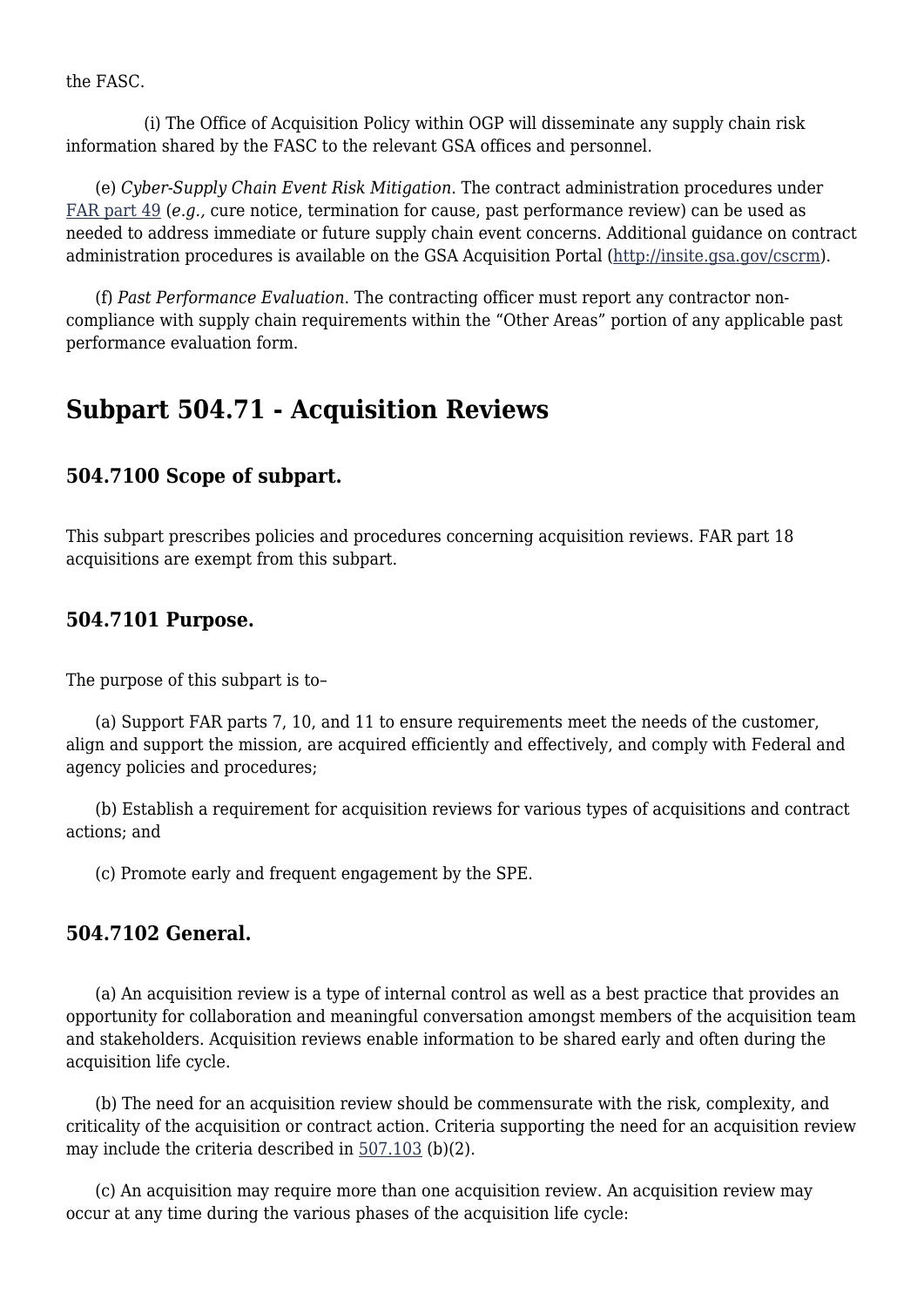the FASC.

(i) The Office of Acquisition Policy within OGP will disseminate any supply chain risk information shared by the FASC to the relevant GSA offices and personnel.

(e) *Cyber-Supply Chain Event Risk Mitigation*. The contract administration procedures under FAR part 49 (*e.g.,* cure notice, termination for cause, past performance review) can be used as needed to address immediate or future supply chain event concerns. Additional guidance on contract administration procedures is available on the GSA Acquisition Portal (http://insite.gsa.gov/cscrm).

(f) *Past Performance Evaluation*. The contracting officer must report any contractor non-compliance with supply chain requirements within the "Other Areas" portion of any applicable past performance evaluation form.

## Subpart 504.71 - Acquisition Reviews

### 504.7100 Scope of subpart.

This subpart prescribes policies and procedures concerning acquisition reviews. FAR part 18 acquisitions are exempt from this subpart.

### 504.7101 Purpose.

The purpose of this subpart is to–

(a) Support FAR parts 7, 10, and 11 to ensure requirements meet the needs of the customer, align and support the mission, are acquired efficiently and effectively, and comply with Federal and agency policies and procedures;

(b) Establish a requirement for acquisition reviews for various types of acquisitions and contract actions; and

(c) Promote early and frequent engagement by the SPE.

### 504.7102 General.

(a) An acquisition review is a type of internal control as well as a best practice that provides an opportunity for collaboration and meaningful conversation amongst members of the acquisition team and stakeholders. Acquisition reviews enable information to be shared early and often during the acquisition life cycle.

(b) The need for an acquisition review should be commensurate with the risk, complexity, and criticality of the acquisition or contract action. Criteria supporting the need for an acquisition review may include the criteria described in 507.103 (b)(2).

(c) An acquisition may require more than one acquisition review. An acquisition review may occur at any time during the various phases of the acquisition life cycle: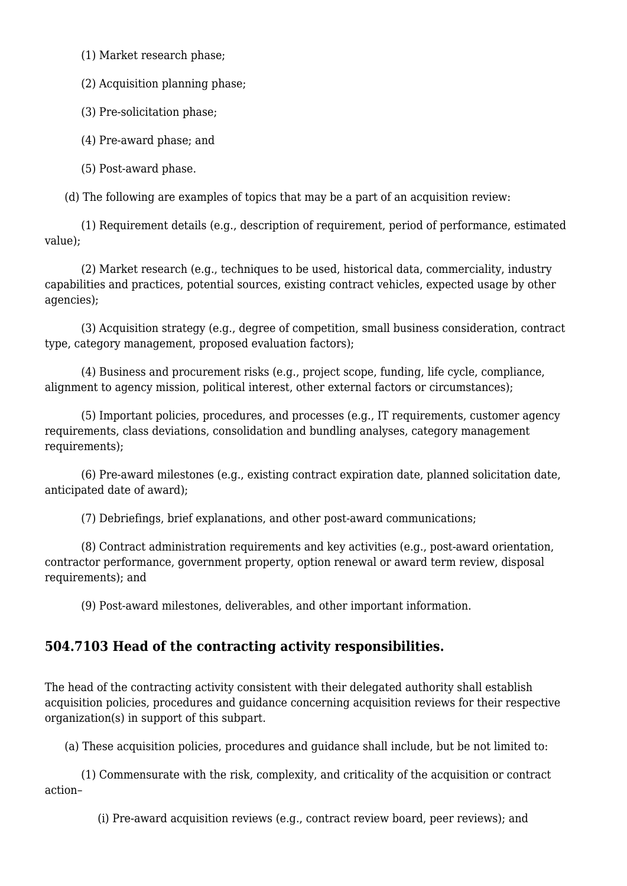(1) Market research phase;

(2) Acquisition planning phase;

(3) Pre-solicitation phase;

(4) Pre-award phase; and

(5) Post-award phase.

(d) The following are examples of topics that may be a part of an acquisition review:

(1) Requirement details (e.g., description of requirement, period of performance, estimated value);

(2) Market research (e.g., techniques to be used, historical data, commerciality, industry capabilities and practices, potential sources, existing contract vehicles, expected usage by other agencies);

(3) Acquisition strategy (e.g., degree of competition, small business consideration, contract type, category management, proposed evaluation factors);

(4) Business and procurement risks (e.g., project scope, funding, life cycle, compliance, alignment to agency mission, political interest, other external factors or circumstances);

(5) Important policies, procedures, and processes (e.g., IT requirements, customer agency requirements, class deviations, consolidation and bundling analyses, category management requirements);

(6) Pre-award milestones (e.g., existing contract expiration date, planned solicitation date, anticipated date of award);

(7) Debriefings, brief explanations, and other post-award communications;

(8) Contract administration requirements and key activities (e.g., post-award orientation, contractor performance, government property, option renewal or award term review, disposal requirements); and

(9) Post-award milestones, deliverables, and other important information.

## 504.7103 Head of the contracting activity responsibilities.

The head of the contracting activity consistent with their delegated authority shall establish acquisition policies, procedures and guidance concerning acquisition reviews for their respective organization(s) in support of this subpart.

(a) These acquisition policies, procedures and guidance shall include, but be not limited to:

(1) Commensurate with the risk, complexity, and criticality of the acquisition or contract action–

(i) Pre-award acquisition reviews (e.g., contract review board, peer reviews); and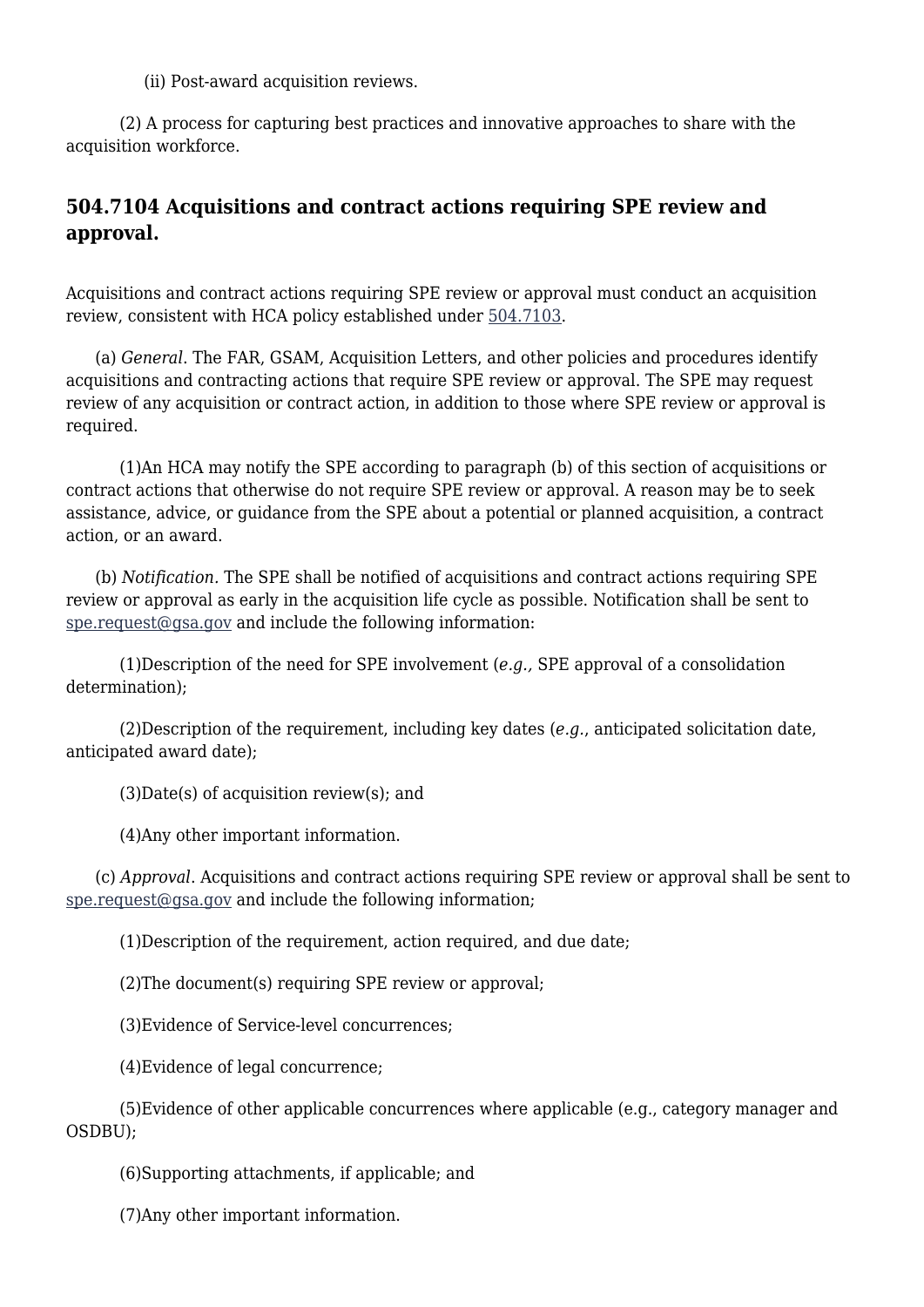(ii) Post-award acquisition reviews.

(2) A process for capturing best practices and innovative approaches to share with the acquisition workforce.

## 504.7104 Acquisitions and contract actions requiring SPE review and approval.

Acquisitions and contract actions requiring SPE review or approval must conduct an acquisition review, consistent with HCA policy established under 504.7103.

(a) *General*. The FAR, GSAM, Acquisition Letters, and other policies and procedures identify acquisitions and contracting actions that require SPE review or approval. The SPE may request review of any acquisition or contract action, in addition to those where SPE review or approval is required.

(1)An HCA may notify the SPE according to paragraph (b) of this section of acquisitions or contract actions that otherwise do not require SPE review or approval. A reason may be to seek assistance, advice, or guidance from the SPE about a potential or planned acquisition, a contract action, or an award.

(b) *Notification*. The SPE shall be notified of acquisitions and contract actions requiring SPE review or approval as early in the acquisition life cycle as possible. Notification shall be sent to spe.request@gsa.gov and include the following information:

(1)Description of the need for SPE involvement (*e.g.,* SPE approval of a consolidation determination);

(2)Description of the requirement, including key dates (*e.g.*, anticipated solicitation date, anticipated award date);

(3)Date(s) of acquisition review(s); and

(4)Any other important information.

(c) *Approval*. Acquisitions and contract actions requiring SPE review or approval shall be sent to spe.request@gsa.gov and include the following information;

(1)Description of the requirement, action required, and due date;

(2)The document(s) requiring SPE review or approval;

(3)Evidence of Service-level concurrences;

(4)Evidence of legal concurrence;

(5)Evidence of other applicable concurrences where applicable (e.g., category manager and OSDBU);

(6)Supporting attachments, if applicable; and

(7)Any other important information.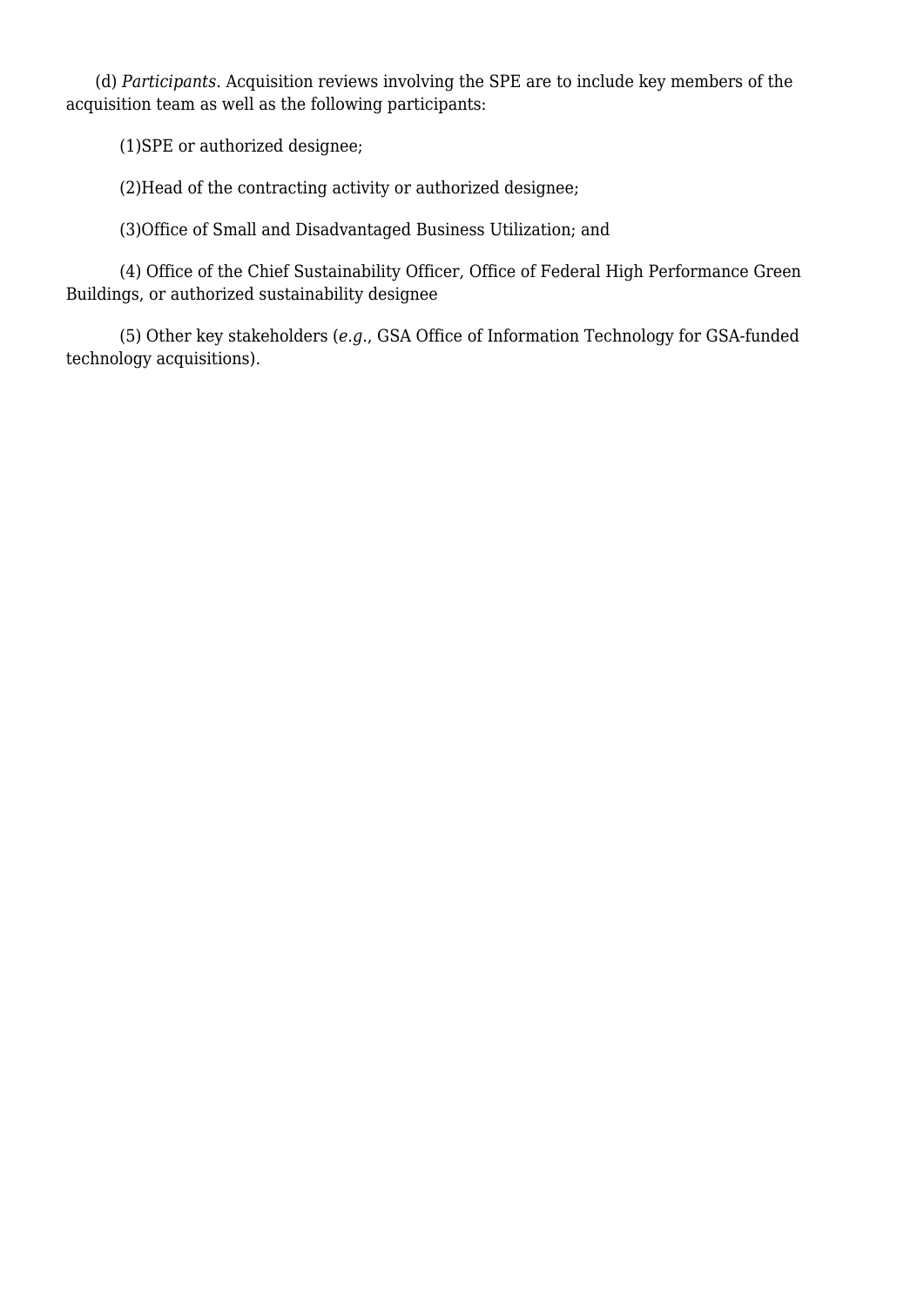(d) *Participants*. Acquisition reviews involving the SPE are to include key members of the acquisition team as well as the following participants:

(1)SPE or authorized designee;

(2)Head of the contracting activity or authorized designee;

(3)Office of Small and Disadvantaged Business Utilization; and

(4) Office of the Chief Sustainability Officer, Office of Federal High Performance Green Buildings, or authorized sustainability designee

(5) Other key stakeholders (*e.g.*, GSA Office of Information Technology for GSA-funded technology acquisitions).